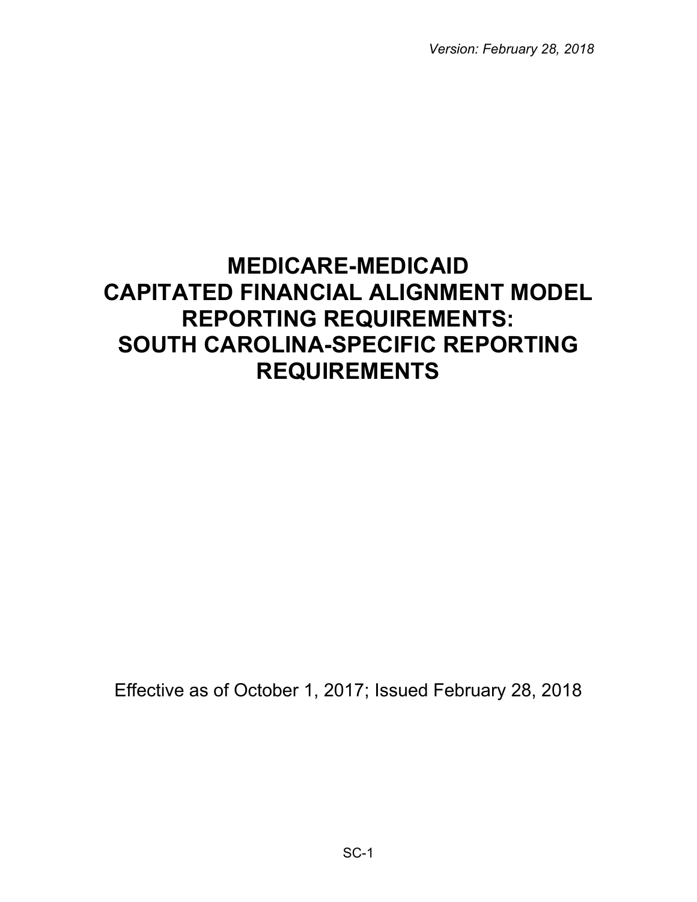*Version: February 28, 2018*

# MEDICARE-MEDICAID CAPITATED FINANCIAL ALIGNMENT MODEL REPORTING REQUIREMENTS: SOUTH CAROLINA-SPECIFIC REPORTING REQUIREMENTS

Effective as of October 1, 2017; Issued February 28, 2018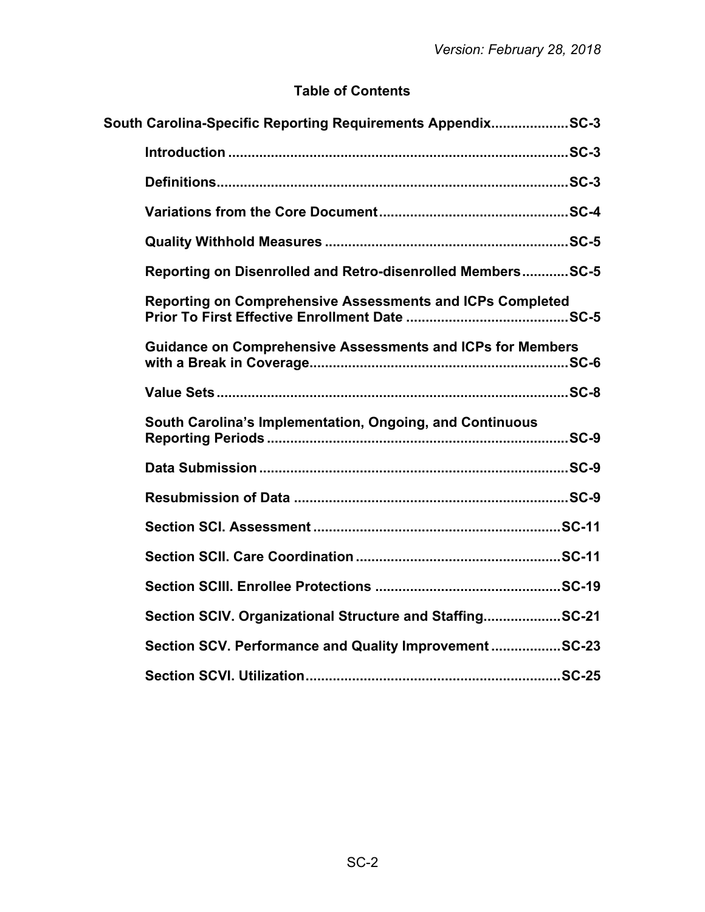## Table of Contents

**South Carolina-Specific Reporting Requirements Appendix....................SC-3**

- **Introduction ........................................................................................SC-3**
- **Definitions............................................................................................SC-3**
- **Variations from the Core Document.................................................SC-4**
- **Quality Withhold Measures ...............................................................SC-5**
- **Reporting on Disenrolled and Retro-disenrolled Members............SC-5**
- **Reporting on Comprehensive Assessments and ICPs Completed Prior To First Effective Enrollment Date ..........................................SC-5**
- **Guidance on Comprehensive Assessments and ICPs for Members with a Break in Coverage...................................................................SC-6**
- **Value Sets...........................................................................................SC-8**
- **South Carolina's Implementation, Ongoing, and Continuous Reporting Periods ..............................................................................SC-9**
- **Data Submission ................................................................................SC-9**
- **Resubmission of Data .......................................................................SC-9**
- **Section SCI. Assessment ................................................................SC-11**
- **Section SCII. Care Coordination .....................................................SC-11**
- **Section SCIII. Enrollee Protections ................................................SC-19**
- **Section SCIV. Organizational Structure and Staffing....................SC-21**
- **Section SCV. Performance and Quality Improvement ..................SC-23**
- **Section SCVI. Utilization..................................................................SC-25**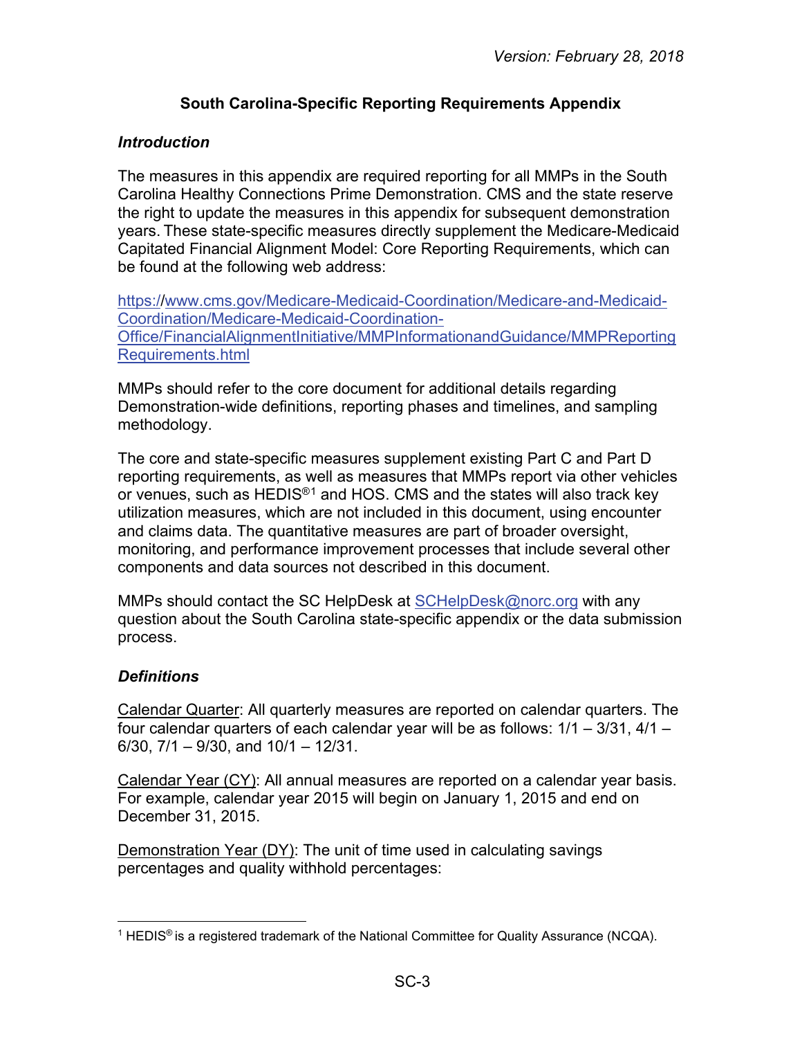## South Carolina-Specific Reporting Requirements Appendix

### *Introduction*

The measures in this appendix are required reporting for all MMPs in the South Carolina Healthy Connections Prime Demonstration. CMS and the state reserve the right to update the measures in this appendix for subsequent demonstration years. These state-specific measures directly supplement the Medicare-Medicaid Capitated Financial Alignment Model: Core Reporting Requirements, which can be found at the following web address:

https://www.cms.gov/Medicare-Medicaid-Coordination/Medicare-and-Medicaid-Coordination/Medicare-Medicaid-Coordination-Office/FinancialAlignmentInitiative/MMPInformationandGuidance/MMPReportingRequirements.html

MMPs should refer to the core document for additional details regarding Demonstration-wide definitions, reporting phases and timelines, and sampling methodology.

The core and state-specific measures supplement existing Part C and Part D reporting requirements, as well as measures that MMPs report via other vehicles or venues, such as HEDIS®[1] and HOS. CMS and the states will also track key utilization measures, which are not included in this document, using encounter and claims data. The quantitative measures are part of broader oversight, monitoring, and performance improvement processes that include several other components and data sources not described in this document.

MMPs should contact the SC HelpDesk at SCHelpDesk@norc.org with any question about the South Carolina state-specific appendix or the data submission process.

### *Definitions*

Calendar Quarter: All quarterly measures are reported on calendar quarters. The four calendar quarters of each calendar year will be as follows: 1/1 – 3/31, 4/1 – 6/30, 7/1 – 9/30, and 10/1 – 12/31.

Calendar Year (CY): All annual measures are reported on a calendar year basis. For example, calendar year 2015 will begin on January 1, 2015 and end on December 31, 2015.

Demonstration Year (DY): The unit of time used in calculating savings percentages and quality withhold percentages:

---

[1] HEDIS® is a registered trademark of the National Committee for Quality Assurance (NCQA).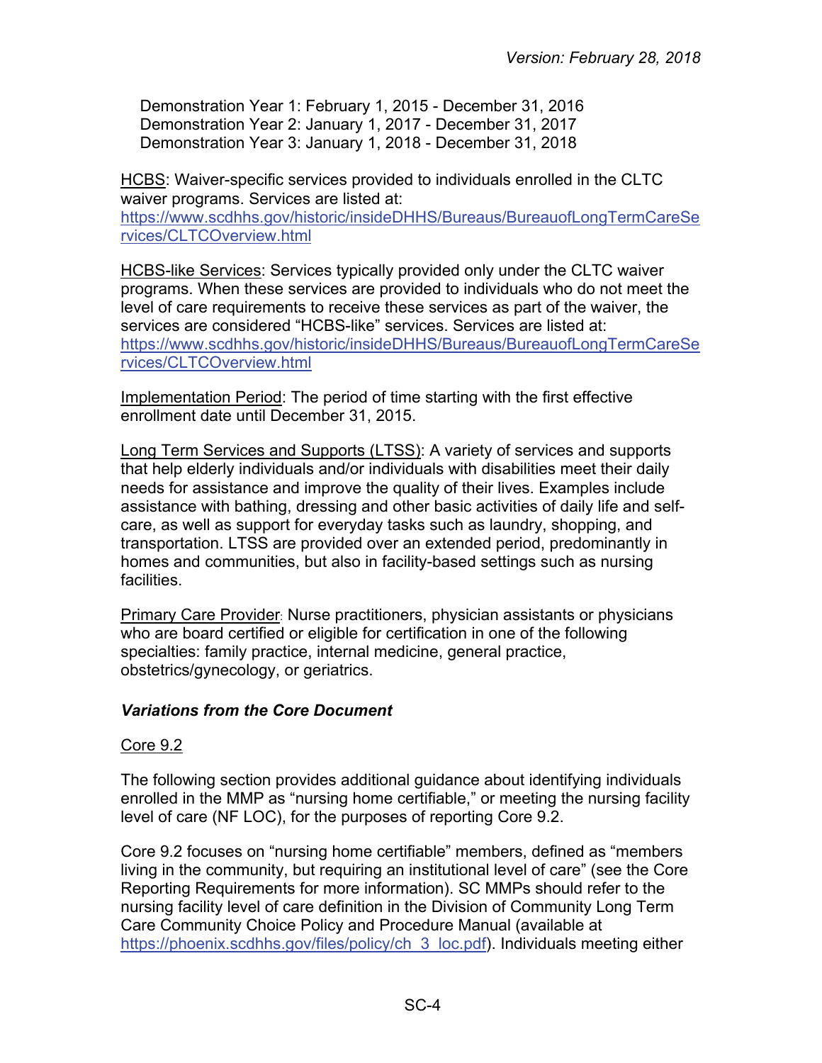Demonstration Year 1: February 1, 2015 - December 31, 2016
Demonstration Year 2: January 1, 2017 - December 31, 2017
Demonstration Year 3: January 1, 2018 - December 31, 2018

HCBS: Waiver-specific services provided to individuals enrolled in the CLTC waiver programs. Services are listed at: https://www.scdhhs.gov/historic/insideDHHS/Bureaus/BureauofLongTermCareServices/CLTCOverview.html

HCBS-like Services: Services typically provided only under the CLTC waiver programs. When these services are provided to individuals who do not meet the level of care requirements to receive these services as part of the waiver, the services are considered "HCBS-like" services. Services are listed at: https://www.scdhhs.gov/historic/insideDHHS/Bureaus/BureauofLongTermCareServices/CLTCOverview.html

Implementation Period: The period of time starting with the first effective enrollment date until December 31, 2015.

Long Term Services and Supports (LTSS): A variety of services and supports that help elderly individuals and/or individuals with disabilities meet their daily needs for assistance and improve the quality of their lives. Examples include assistance with bathing, dressing and other basic activities of daily life and self-care, as well as support for everyday tasks such as laundry, shopping, and transportation. LTSS are provided over an extended period, predominantly in homes and communities, but also in facility-based settings such as nursing facilities.

Primary Care Provider: Nurse practitioners, physician assistants or physicians who are board certified or eligible for certification in one of the following specialties: family practice, internal medicine, general practice, obstetrics/gynecology, or geriatrics.

### *Variations from the Core Document*

Core 9.2

The following section provides additional guidance about identifying individuals enrolled in the MMP as "nursing home certifiable," or meeting the nursing facility level of care (NF LOC), for the purposes of reporting Core 9.2.

Core 9.2 focuses on "nursing home certifiable" members, defined as "members living in the community, but requiring an institutional level of care" (see the Core Reporting Requirements for more information). SC MMPs should refer to the nursing facility level of care definition in the Division of Community Long Term Care Community Choice Policy and Procedure Manual (available at https://phoenix.scdhhs.gov/files/policy/ch_3_loc.pdf). Individuals meeting either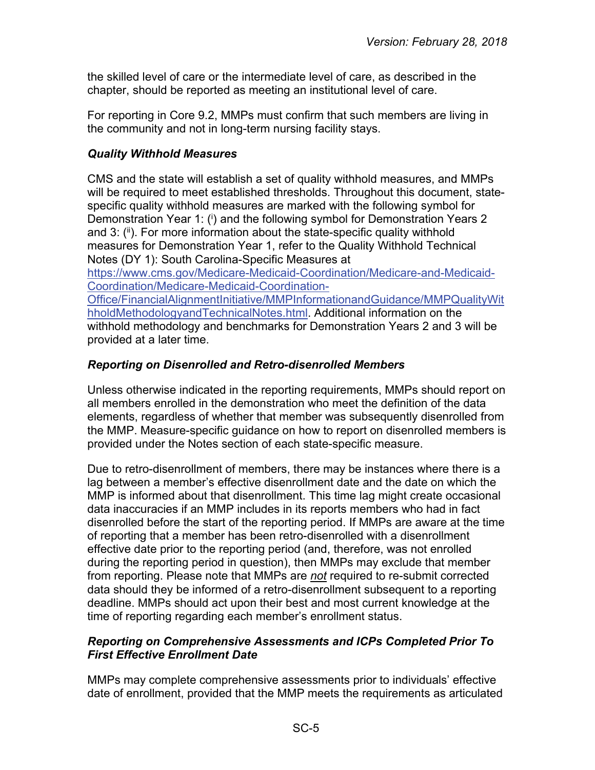the skilled level of care or the intermediate level of care, as described in the chapter, should be reported as meeting an institutional level of care.

For reporting in Core 9.2, MMPs must confirm that such members are living in the community and not in long-term nursing facility stays.

### *Quality Withhold Measures*

CMS and the state will establish a set of quality withhold measures, and MMPs will be required to meet established thresholds. Throughout this document, state-specific quality withhold measures are marked with the following symbol for Demonstration Year 1: ([i]) and the following symbol for Demonstration Years 2 and 3: ([ii]). For more information about the state-specific quality withhold measures for Demonstration Year 1, refer to the Quality Withhold Technical Notes (DY 1): South Carolina-Specific Measures at https://www.cms.gov/Medicare-Medicaid-Coordination/Medicare-and-Medicaid-Coordination/Medicare-Medicaid-Coordination-Office/FinancialAlignmentInitiative/MMPInformationandGuidance/MMPQualityWithholdMethodologyandTechnicalNotes.html. Additional information on the withhold methodology and benchmarks for Demonstration Years 2 and 3 will be provided at a later time.

### *Reporting on Disenrolled and Retro-disenrolled Members*

Unless otherwise indicated in the reporting requirements, MMPs should report on all members enrolled in the demonstration who meet the definition of the data elements, regardless of whether that member was subsequently disenrolled from the MMP. Measure-specific guidance on how to report on disenrolled members is provided under the Notes section of each state-specific measure.

Due to retro-disenrollment of members, there may be instances where there is a lag between a member's effective disenrollment date and the date on which the MMP is informed about that disenrollment. This time lag might create occasional data inaccuracies if an MMP includes in its reports members who had in fact disenrolled before the start of the reporting period. If MMPs are aware at the time of reporting that a member has been retro-disenrolled with a disenrollment effective date prior to the reporting period (and, therefore, was not enrolled during the reporting period in question), then MMPs may exclude that member from reporting. Please note that MMPs are ***not*** required to re-submit corrected data should they be informed of a retro-disenrollment subsequent to a reporting deadline. MMPs should act upon their best and most current knowledge at the time of reporting regarding each member's enrollment status.

### *Reporting on Comprehensive Assessments and ICPs Completed Prior To First Effective Enrollment Date*

MMPs may complete comprehensive assessments prior to individuals' effective date of enrollment, provided that the MMP meets the requirements as articulated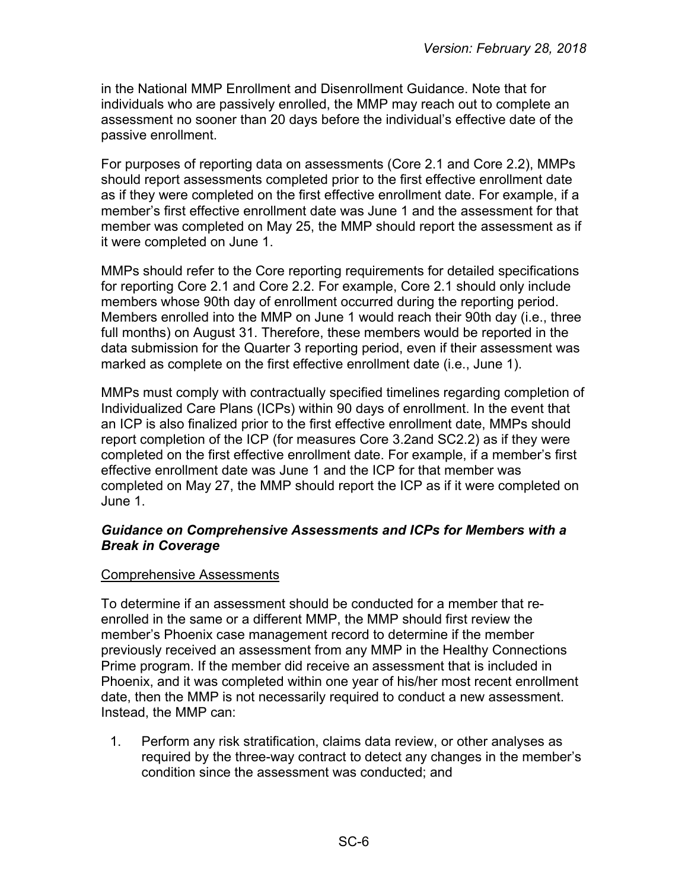in the National MMP Enrollment and Disenrollment Guidance. Note that for individuals who are passively enrolled, the MMP may reach out to complete an assessment no sooner than 20 days before the individual's effective date of the passive enrollment.

For purposes of reporting data on assessments (Core 2.1 and Core 2.2), MMPs should report assessments completed prior to the first effective enrollment date as if they were completed on the first effective enrollment date. For example, if a member's first effective enrollment date was June 1 and the assessment for that member was completed on May 25, the MMP should report the assessment as if it were completed on June 1.

MMPs should refer to the Core reporting requirements for detailed specifications for reporting Core 2.1 and Core 2.2. For example, Core 2.1 should only include members whose 90th day of enrollment occurred during the reporting period. Members enrolled into the MMP on June 1 would reach their 90th day (i.e., three full months) on August 31. Therefore, these members would be reported in the data submission for the Quarter 3 reporting period, even if their assessment was marked as complete on the first effective enrollment date (i.e., June 1).

MMPs must comply with contractually specified timelines regarding completion of Individualized Care Plans (ICPs) within 90 days of enrollment. In the event that an ICP is also finalized prior to the first effective enrollment date, MMPs should report completion of the ICP (for measures Core 3.2and SC2.2) as if they were completed on the first effective enrollment date. For example, if a member's first effective enrollment date was June 1 and the ICP for that member was completed on May 27, the MMP should report the ICP as if it were completed on June 1.

***Guidance on Comprehensive Assessments and ICPs for Members with a Break in Coverage***

<u>Comprehensive Assessments</u>

To determine if an assessment should be conducted for a member that re-enrolled in the same or a different MMP, the MMP should first review the member's Phoenix case management record to determine if the member previously received an assessment from any MMP in the Healthy Connections Prime program. If the member did receive an assessment that is included in Phoenix, and it was completed within one year of his/her most recent enrollment date, then the MMP is not necessarily required to conduct a new assessment. Instead, the MMP can:

1. Perform any risk stratification, claims data review, or other analyses as required by the three-way contract to detect any changes in the member's condition since the assessment was conducted; and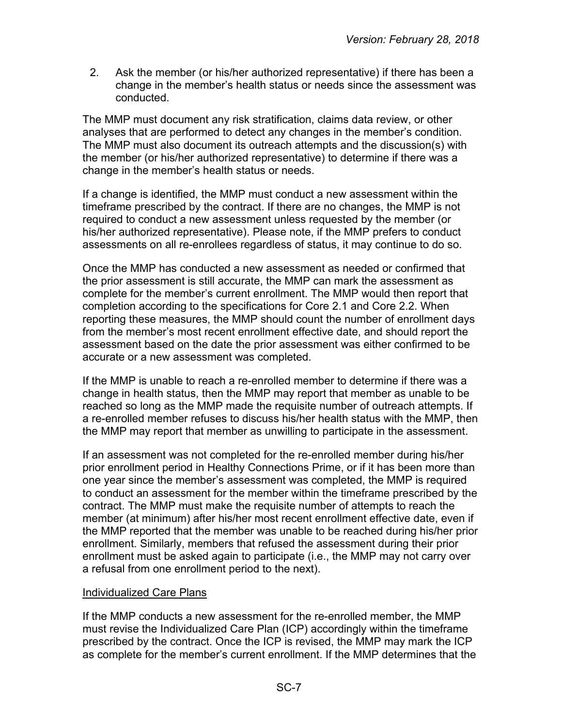2. Ask the member (or his/her authorized representative) if there has been a change in the member's health status or needs since the assessment was conducted.

The MMP must document any risk stratification, claims data review, or other analyses that are performed to detect any changes in the member's condition. The MMP must also document its outreach attempts and the discussion(s) with the member (or his/her authorized representative) to determine if there was a change in the member's health status or needs.

If a change is identified, the MMP must conduct a new assessment within the timeframe prescribed by the contract. If there are no changes, the MMP is not required to conduct a new assessment unless requested by the member (or his/her authorized representative). Please note, if the MMP prefers to conduct assessments on all re-enrollees regardless of status, it may continue to do so.

Once the MMP has conducted a new assessment as needed or confirmed that the prior assessment is still accurate, the MMP can mark the assessment as complete for the member's current enrollment. The MMP would then report that completion according to the specifications for Core 2.1 and Core 2.2. When reporting these measures, the MMP should count the number of enrollment days from the member's most recent enrollment effective date, and should report the assessment based on the date the prior assessment was either confirmed to be accurate or a new assessment was completed.

If the MMP is unable to reach a re-enrolled member to determine if there was a change in health status, then the MMP may report that member as unable to be reached so long as the MMP made the requisite number of outreach attempts. If a re-enrolled member refuses to discuss his/her health status with the MMP, then the MMP may report that member as unwilling to participate in the assessment.

If an assessment was not completed for the re-enrolled member during his/her prior enrollment period in Healthy Connections Prime, or if it has been more than one year since the member's assessment was completed, the MMP is required to conduct an assessment for the member within the timeframe prescribed by the contract. The MMP must make the requisite number of attempts to reach the member (at minimum) after his/her most recent enrollment effective date, even if the MMP reported that the member was unable to be reached during his/her prior enrollment. Similarly, members that refused the assessment during their prior enrollment must be asked again to participate (i.e., the MMP may not carry over a refusal from one enrollment period to the next).

Individualized Care Plans

If the MMP conducts a new assessment for the re-enrolled member, the MMP must revise the Individualized Care Plan (ICP) accordingly within the timeframe prescribed by the contract. Once the ICP is revised, the MMP may mark the ICP as complete for the member's current enrollment. If the MMP determines that the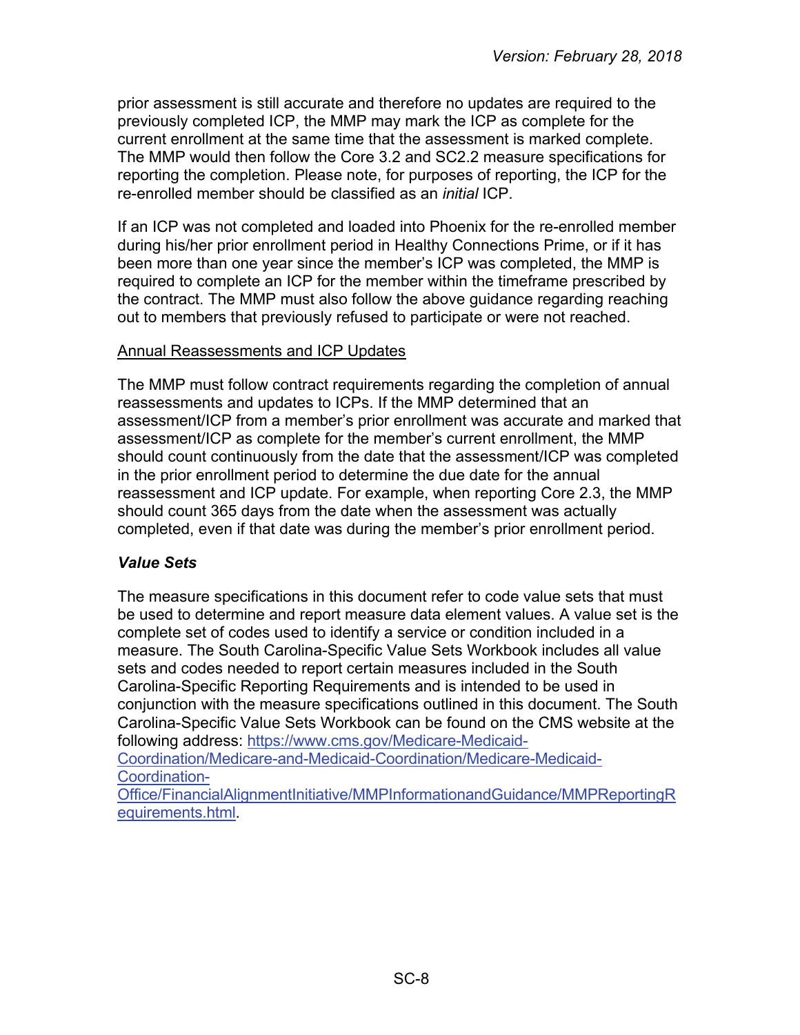prior assessment is still accurate and therefore no updates are required to the previously completed ICP, the MMP may mark the ICP as complete for the current enrollment at the same time that the assessment is marked complete. The MMP would then follow the Core 3.2 and SC2.2 measure specifications for reporting the completion. Please note, for purposes of reporting, the ICP for the re-enrolled member should be classified as an *initial* ICP.

If an ICP was not completed and loaded into Phoenix for the re-enrolled member during his/her prior enrollment period in Healthy Connections Prime, or if it has been more than one year since the member's ICP was completed, the MMP is required to complete an ICP for the member within the timeframe prescribed by the contract. The MMP must also follow the above guidance regarding reaching out to members that previously refused to participate or were not reached.

Annual Reassessments and ICP Updates

The MMP must follow contract requirements regarding the completion of annual reassessments and updates to ICPs. If the MMP determined that an assessment/ICP from a member's prior enrollment was accurate and marked that assessment/ICP as complete for the member's current enrollment, the MMP should count continuously from the date that the assessment/ICP was completed in the prior enrollment period to determine the due date for the annual reassessment and ICP update. For example, when reporting Core 2.3, the MMP should count 365 days from the date when the assessment was actually completed, even if that date was during the member's prior enrollment period.

### *Value Sets*

The measure specifications in this document refer to code value sets that must be used to determine and report measure data element values. A value set is the complete set of codes used to identify a service or condition included in a measure. The South Carolina-Specific Value Sets Workbook includes all value sets and codes needed to report certain measures included in the South Carolina-Specific Reporting Requirements and is intended to be used in conjunction with the measure specifications outlined in this document. The South Carolina-Specific Value Sets Workbook can be found on the CMS website at the following address: https://www.cms.gov/Medicare-Medicaid-Coordination/Medicare-and-Medicaid-Coordination/Medicare-Medicaid-Coordination-Office/FinancialAlignmentInitiative/MMPInformationandGuidance/MMPReportingRequirements.html.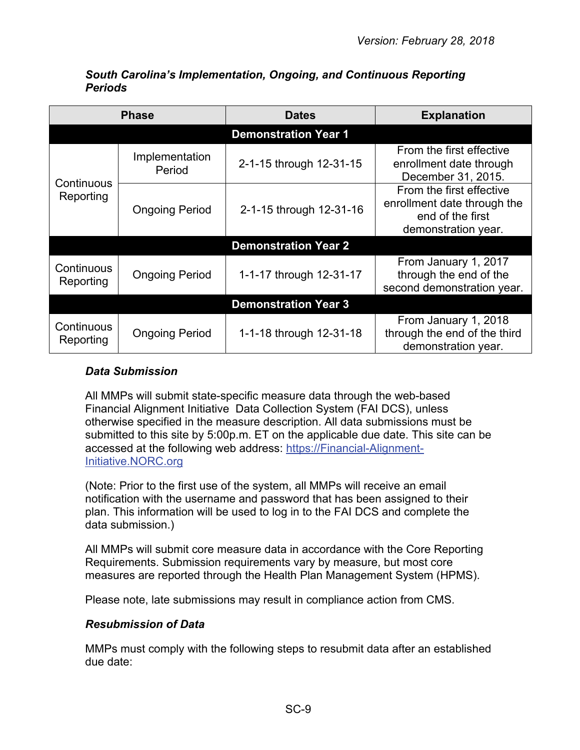***South Carolina's Implementation, Ongoing, and Continuous Reporting Periods***

| Phase | | Dates | Explanation |
|---|---|---|---|
| **Demonstration Year 1** | | | |
| Continuous Reporting | Implementation Period | 2-1-15 through 12-31-15 | From the first effective enrollment date through December 31, 2015. |
| Continuous Reporting | Ongoing Period | 2-1-15 through 12-31-16 | From the first effective enrollment date through the end of the first demonstration year. |
| **Demonstration Year 2** | | | |
| Continuous Reporting | Ongoing Period | 1-1-17 through 12-31-17 | From January 1, 2017 through the end of the second demonstration year. |
| **Demonstration Year 3** | | | |
| Continuous Reporting | Ongoing Period | 1-1-18 through 12-31-18 | From January 1, 2018 through the end of the third demonstration year. |

### *Data Submission*

All MMPs will submit state-specific measure data through the web-based Financial Alignment Initiative Data Collection System (FAI DCS), unless otherwise specified in the measure description. All data submissions must be submitted to this site by 5:00p.m. ET on the applicable due date. This site can be accessed at the following web address: https://Financial-Alignment-Initiative.NORC.org

(Note: Prior to the first use of the system, all MMPs will receive an email notification with the username and password that has been assigned to their plan. This information will be used to log in to the FAI DCS and complete the data submission.)

All MMPs will submit core measure data in accordance with the Core Reporting Requirements. Submission requirements vary by measure, but most core measures are reported through the Health Plan Management System (HPMS).

Please note, late submissions may result in compliance action from CMS.

### *Resubmission of Data*

MMPs must comply with the following steps to resubmit data after an established due date: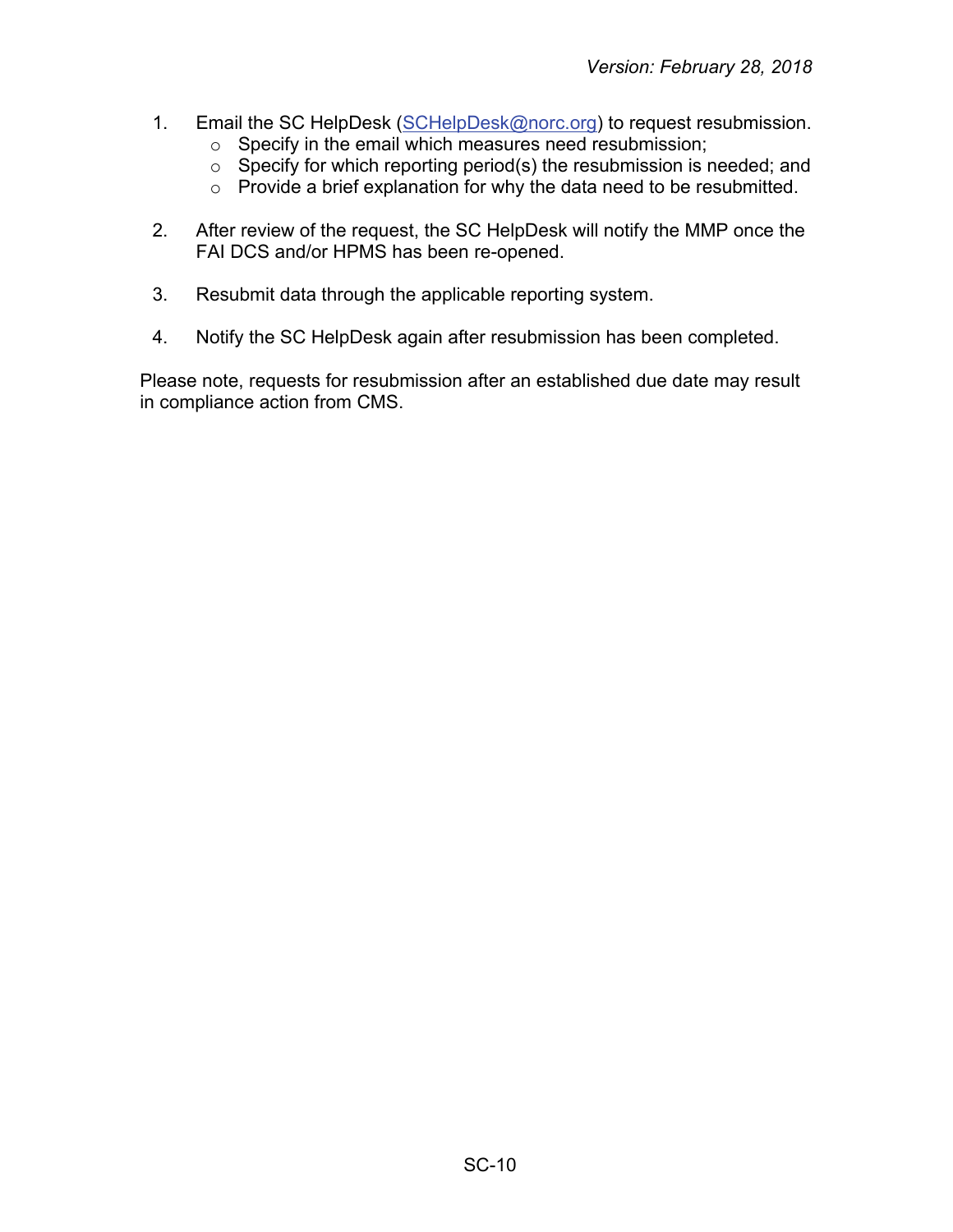1. Email the SC HelpDesk (SCHelpDesk@norc.org) to request resubmission.
   - Specify in the email which measures need resubmission;
   - Specify for which reporting period(s) the resubmission is needed; and
   - Provide a brief explanation for why the data need to be resubmitted.

2. After review of the request, the SC HelpDesk will notify the MMP once the FAI DCS and/or HPMS has been re-opened.

3. Resubmit data through the applicable reporting system.

4. Notify the SC HelpDesk again after resubmission has been completed.

Please note, requests for resubmission after an established due date may result in compliance action from CMS.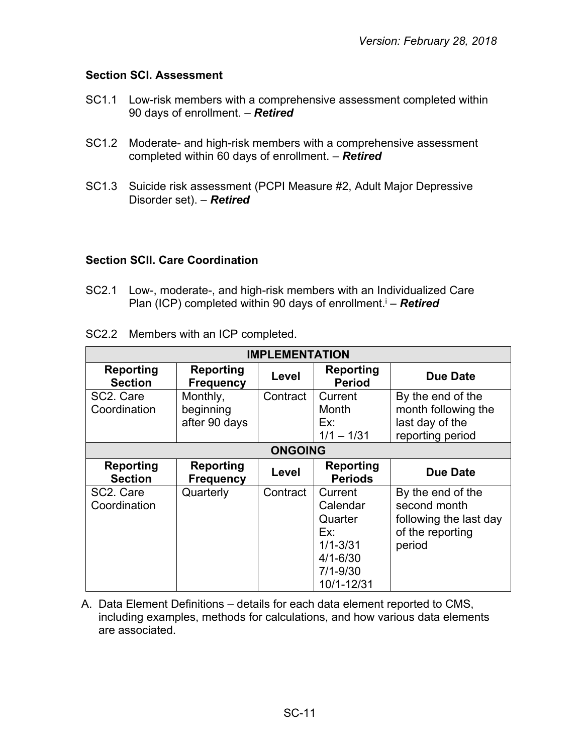### Section SCI. Assessment

SC1.1 Low-risk members with a comprehensive assessment completed within 90 days of enrollment. – ***Retired***

SC1.2 Moderate- and high-risk members with a comprehensive assessment completed within 60 days of enrollment. – ***Retired***

SC1.3 Suicide risk assessment (PCPI Measure #2, Adult Major Depressive Disorder set). – ***Retired***

### Section SCII. Care Coordination

SC2.1 Low-, moderate-, and high-risk members with an Individualized Care Plan (ICP) completed within 90 days of enrollment.[i] – ***Retired***

SC2.2 Members with an ICP completed.

| IMPLEMENTATION | | | | |
|---|---|---|---|---|
| **Reporting Section** | **Reporting Frequency** | **Level** | **Reporting Period** | **Due Date** |
| SC2. Care Coordination | Monthly, beginning after 90 days | Contract | Current Month Ex: 1/1 – 1/31 | By the end of the month following the last day of the reporting period |
| **ONGOING** | | | | |
| **Reporting Section** | **Reporting Frequency** | **Level** | **Reporting Periods** | **Due Date** |
| SC2. Care Coordination | Quarterly | Contract | Current Calendar Quarter Ex: 1/1-3/31 4/1-6/30 7/1-9/30 10/1-12/31 | By the end of the second month following the last day of the reporting period |

A. Data Element Definitions – details for each data element reported to CMS, including examples, methods for calculations, and how various data elements are associated.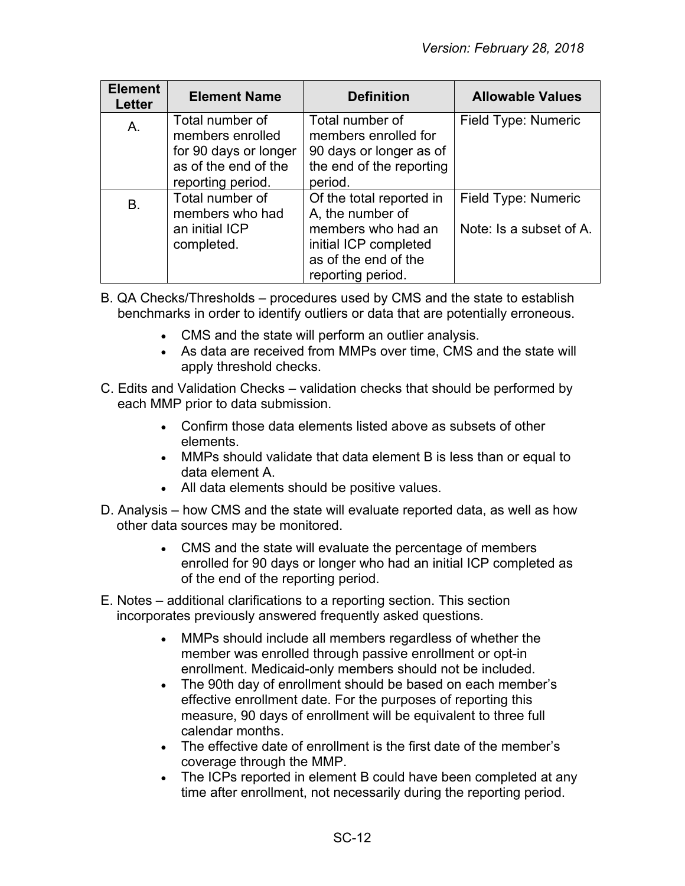| Element Letter | Element Name | Definition | Allowable Values |
|---|---|---|---|
| A. | Total number of members enrolled for 90 days or longer as of the end of the reporting period. | Total number of members enrolled for 90 days or longer as of the end of the reporting period. | Field Type: Numeric |
| B. | Total number of members who had an initial ICP completed. | Of the total reported in A, the number of members who had an initial ICP completed as of the end of the reporting period. | Field Type: Numeric<br><br>Note: Is a subset of A. |

B. QA Checks/Thresholds – procedures used by CMS and the state to establish benchmarks in order to identify outliers or data that are potentially erroneous.

- CMS and the state will perform an outlier analysis.
- As data are received from MMPs over time, CMS and the state will apply threshold checks.

C. Edits and Validation Checks – validation checks that should be performed by each MMP prior to data submission.

- Confirm those data elements listed above as subsets of other elements.
- MMPs should validate that data element B is less than or equal to data element A.
- All data elements should be positive values.

D. Analysis – how CMS and the state will evaluate reported data, as well as how other data sources may be monitored.

- CMS and the state will evaluate the percentage of members enrolled for 90 days or longer who had an initial ICP completed as of the end of the reporting period.

E. Notes – additional clarifications to a reporting section. This section incorporates previously answered frequently asked questions.

- MMPs should include all members regardless of whether the member was enrolled through passive enrollment or opt-in enrollment. Medicaid-only members should not be included.
- The 90th day of enrollment should be based on each member's effective enrollment date. For the purposes of reporting this measure, 90 days of enrollment will be equivalent to three full calendar months.
- The effective date of enrollment is the first date of the member's coverage through the MMP.
- The ICPs reported in element B could have been completed at any time after enrollment, not necessarily during the reporting period.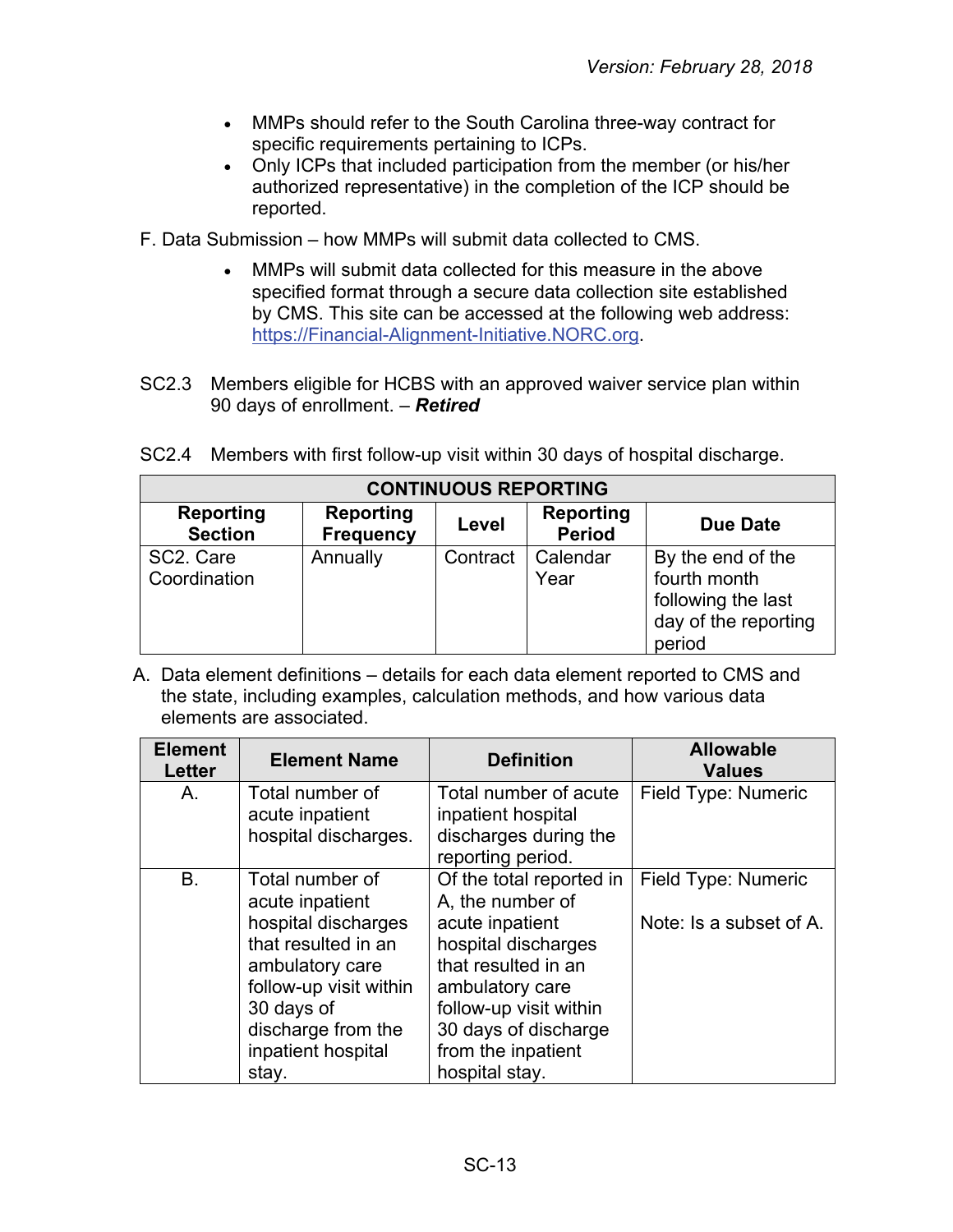- MMPs should refer to the South Carolina three-way contract for specific requirements pertaining to ICPs.
- Only ICPs that included participation from the member (or his/her authorized representative) in the completion of the ICP should be reported.

F. Data Submission – how MMPs will submit data collected to CMS.

- MMPs will submit data collected for this measure in the above specified format through a secure data collection site established by CMS. This site can be accessed at the following web address: https://Financial-Alignment-Initiative.NORC.org.

SC2.3 Members eligible for HCBS with an approved waiver service plan within 90 days of enrollment. – ***Retired***

SC2.4 Members with first follow-up visit within 30 days of hospital discharge.

| CONTINUOUS REPORTING | | | | |
|---|---|---|---|---|
| **Reporting Section** | **Reporting Frequency** | **Level** | **Reporting Period** | **Due Date** |
| SC2. Care Coordination | Annually | Contract | Calendar Year | By the end of the fourth month following the last day of the reporting period |

A. Data element definitions – details for each data element reported to CMS and the state, including examples, calculation methods, and how various data elements are associated.

| Element Letter | Element Name | Definition | Allowable Values |
|---|---|---|---|
| A. | Total number of acute inpatient hospital discharges. | Total number of acute inpatient hospital discharges during the reporting period. | Field Type: Numeric |
| B. | Total number of acute inpatient hospital discharges that resulted in an ambulatory care follow-up visit within 30 days of discharge from the inpatient hospital stay. | Of the total reported in A, the number of acute inpatient hospital discharges that resulted in an ambulatory care follow-up visit within 30 days of discharge from the inpatient hospital stay. | Field Type: Numeric<br><br>Note: Is a subset of A. |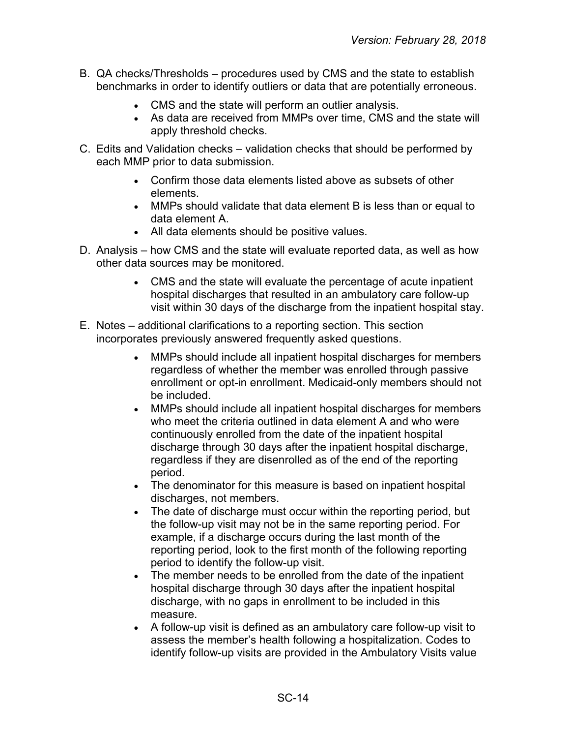B. QA checks/Thresholds – procedures used by CMS and the state to establish benchmarks in order to identify outliers or data that are potentially erroneous.

- CMS and the state will perform an outlier analysis.
- As data are received from MMPs over time, CMS and the state will apply threshold checks.

C. Edits and Validation checks – validation checks that should be performed by each MMP prior to data submission.

- Confirm those data elements listed above as subsets of other elements.
- MMPs should validate that data element B is less than or equal to data element A.
- All data elements should be positive values.

D. Analysis – how CMS and the state will evaluate reported data, as well as how other data sources may be monitored.

- CMS and the state will evaluate the percentage of acute inpatient hospital discharges that resulted in an ambulatory care follow-up visit within 30 days of the discharge from the inpatient hospital stay.

E. Notes – additional clarifications to a reporting section. This section incorporates previously answered frequently asked questions.

- MMPs should include all inpatient hospital discharges for members regardless of whether the member was enrolled through passive enrollment or opt-in enrollment. Medicaid-only members should not be included.
- MMPs should include all inpatient hospital discharges for members who meet the criteria outlined in data element A and who were continuously enrolled from the date of the inpatient hospital discharge through 30 days after the inpatient hospital discharge, regardless if they are disenrolled as of the end of the reporting period.
- The denominator for this measure is based on inpatient hospital discharges, not members.
- The date of discharge must occur within the reporting period, but the follow-up visit may not be in the same reporting period. For example, if a discharge occurs during the last month of the reporting period, look to the first month of the following reporting period to identify the follow-up visit.
- The member needs to be enrolled from the date of the inpatient hospital discharge through 30 days after the inpatient hospital discharge, with no gaps in enrollment to be included in this measure.
- A follow-up visit is defined as an ambulatory care follow-up visit to assess the member's health following a hospitalization. Codes to identify follow-up visits are provided in the Ambulatory Visits value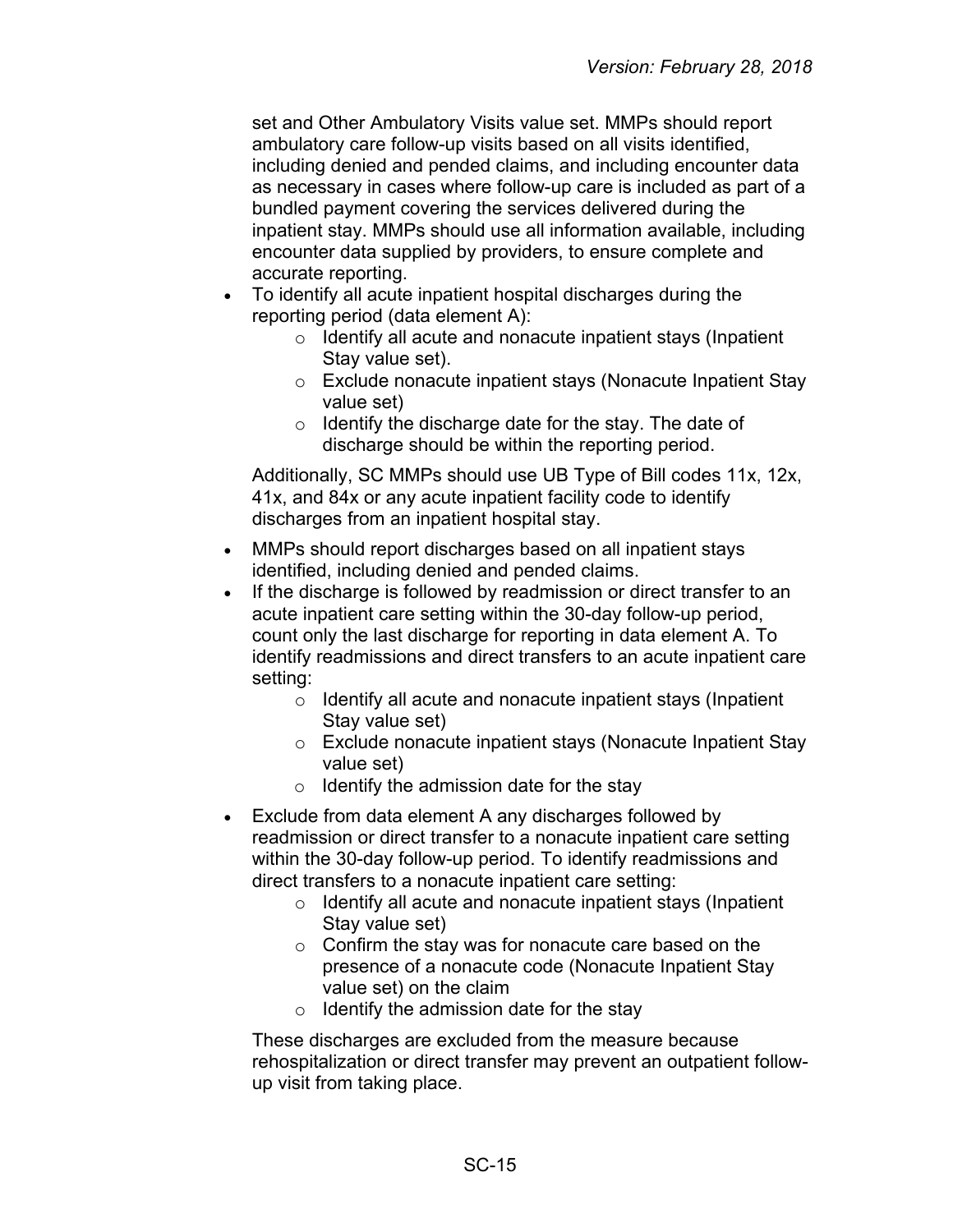set and Other Ambulatory Visits value set. MMPs should report ambulatory care follow-up visits based on all visits identified, including denied and pended claims, and including encounter data as necessary in cases where follow-up care is included as part of a bundled payment covering the services delivered during the inpatient stay. MMPs should use all information available, including encounter data supplied by providers, to ensure complete and accurate reporting.

- To identify all acute inpatient hospital discharges during the reporting period (data element A):
    - Identify all acute and nonacute inpatient stays (Inpatient Stay value set).
    - Exclude nonacute inpatient stays (Nonacute Inpatient Stay value set)
    - Identify the discharge date for the stay. The date of discharge should be within the reporting period.

  Additionally, SC MMPs should use UB Type of Bill codes 11x, 12x, 41x, and 84x or any acute inpatient facility code to identify discharges from an inpatient hospital stay.

- MMPs should report discharges based on all inpatient stays identified, including denied and pended claims.
- If the discharge is followed by readmission or direct transfer to an acute inpatient care setting within the 30-day follow-up period, count only the last discharge for reporting in data element A. To identify readmissions and direct transfers to an acute inpatient care setting:
    - Identify all acute and nonacute inpatient stays (Inpatient Stay value set)
    - Exclude nonacute inpatient stays (Nonacute Inpatient Stay value set)
    - Identify the admission date for the stay
- Exclude from data element A any discharges followed by readmission or direct transfer to a nonacute inpatient care setting within the 30-day follow-up period. To identify readmissions and direct transfers to a nonacute inpatient care setting:
    - Identify all acute and nonacute inpatient stays (Inpatient Stay value set)
    - Confirm the stay was for nonacute care based on the presence of a nonacute code (Nonacute Inpatient Stay value set) on the claim
    - Identify the admission date for the stay

  These discharges are excluded from the measure because rehospitalization or direct transfer may prevent an outpatient follow-up visit from taking place.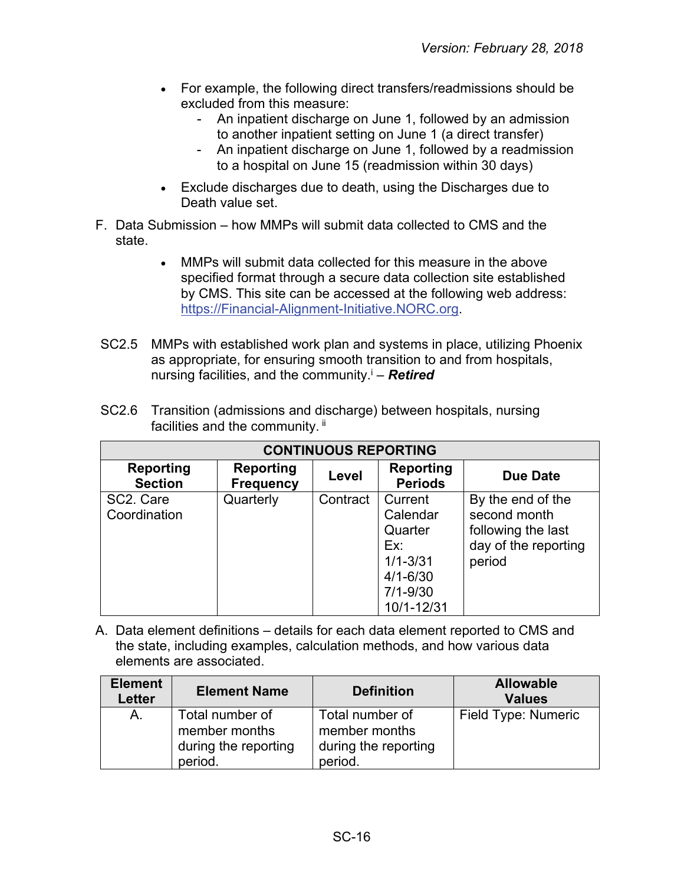- For example, the following direct transfers/readmissions should be excluded from this measure:
  - An inpatient discharge on June 1, followed by an admission to another inpatient setting on June 1 (a direct transfer)
  - An inpatient discharge on June 1, followed by a readmission to a hospital on June 15 (readmission within 30 days)
- Exclude discharges due to death, using the Discharges due to Death value set.

F. Data Submission – how MMPs will submit data collected to CMS and the state.

- MMPs will submit data collected for this measure in the above specified format through a secure data collection site established by CMS. This site can be accessed at the following web address: https://Financial-Alignment-Initiative.NORC.org.

SC2.5 MMPs with established work plan and systems in place, utilizing Phoenix as appropriate, for ensuring smooth transition to and from hospitals, nursing facilities, and the community.[i] – ***Retired***

SC2.6 Transition (admissions and discharge) between hospitals, nursing facilities and the community. [ii]

| CONTINUOUS REPORTING | | | | |
|---|---|---|---|---|
| **Reporting Section** | **Reporting Frequency** | **Level** | **Reporting Periods** | **Due Date** |
| SC2. Care Coordination | Quarterly | Contract | Current Calendar Quarter Ex: 1/1-3/31 4/1-6/30 7/1-9/30 10/1-12/31 | By the end of the second month following the last day of the reporting period |

A. Data element definitions – details for each data element reported to CMS and the state, including examples, calculation methods, and how various data elements are associated.

| Element Letter | Element Name | Definition | Allowable Values |
|---|---|---|---|
| A. | Total number of member months during the reporting period. | Total number of member months during the reporting period. | Field Type: Numeric |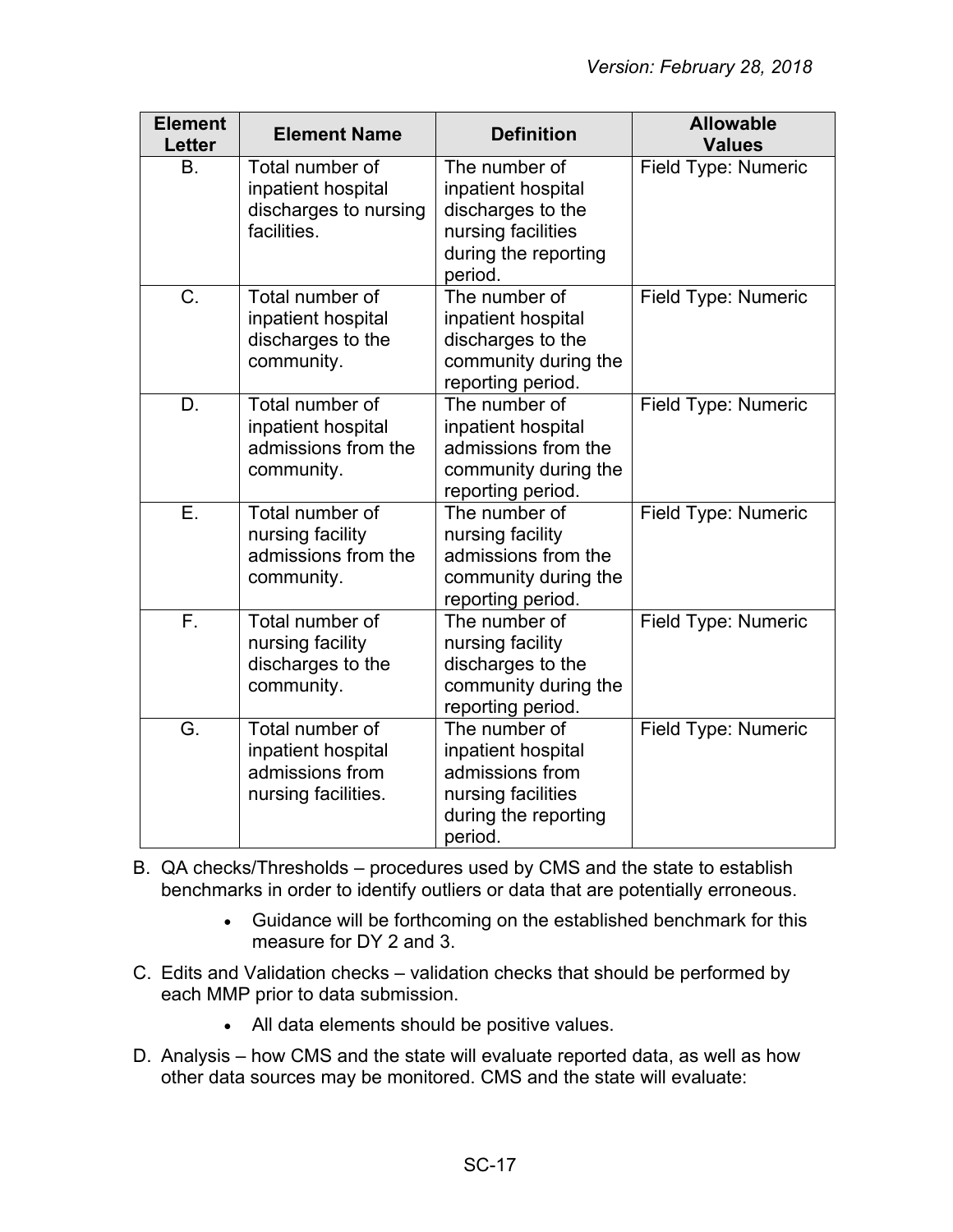| Element Letter | Element Name | Definition | Allowable Values |
| --- | --- | --- | --- |
| B. | Total number of inpatient hospital discharges to nursing facilities. | The number of inpatient hospital discharges to the nursing facilities during the reporting period. | Field Type: Numeric |
| C. | Total number of inpatient hospital discharges to the community. | The number of inpatient hospital discharges to the community during the reporting period. | Field Type: Numeric |
| D. | Total number of inpatient hospital admissions from the community. | The number of inpatient hospital admissions from the community during the reporting period. | Field Type: Numeric |
| E. | Total number of nursing facility admissions from the community. | The number of nursing facility admissions from the community during the reporting period. | Field Type: Numeric |
| F. | Total number of nursing facility discharges to the community. | The number of nursing facility discharges to the community during the reporting period. | Field Type: Numeric |
| G. | Total number of inpatient hospital admissions from nursing facilities. | The number of inpatient hospital admissions from nursing facilities during the reporting period. | Field Type: Numeric |

B. QA checks/Thresholds – procedures used by CMS and the state to establish benchmarks in order to identify outliers or data that are potentially erroneous.

- Guidance will be forthcoming on the established benchmark for this measure for DY 2 and 3.

C. Edits and Validation checks – validation checks that should be performed by each MMP prior to data submission.

- All data elements should be positive values.

D. Analysis – how CMS and the state will evaluate reported data, as well as how other data sources may be monitored. CMS and the state will evaluate: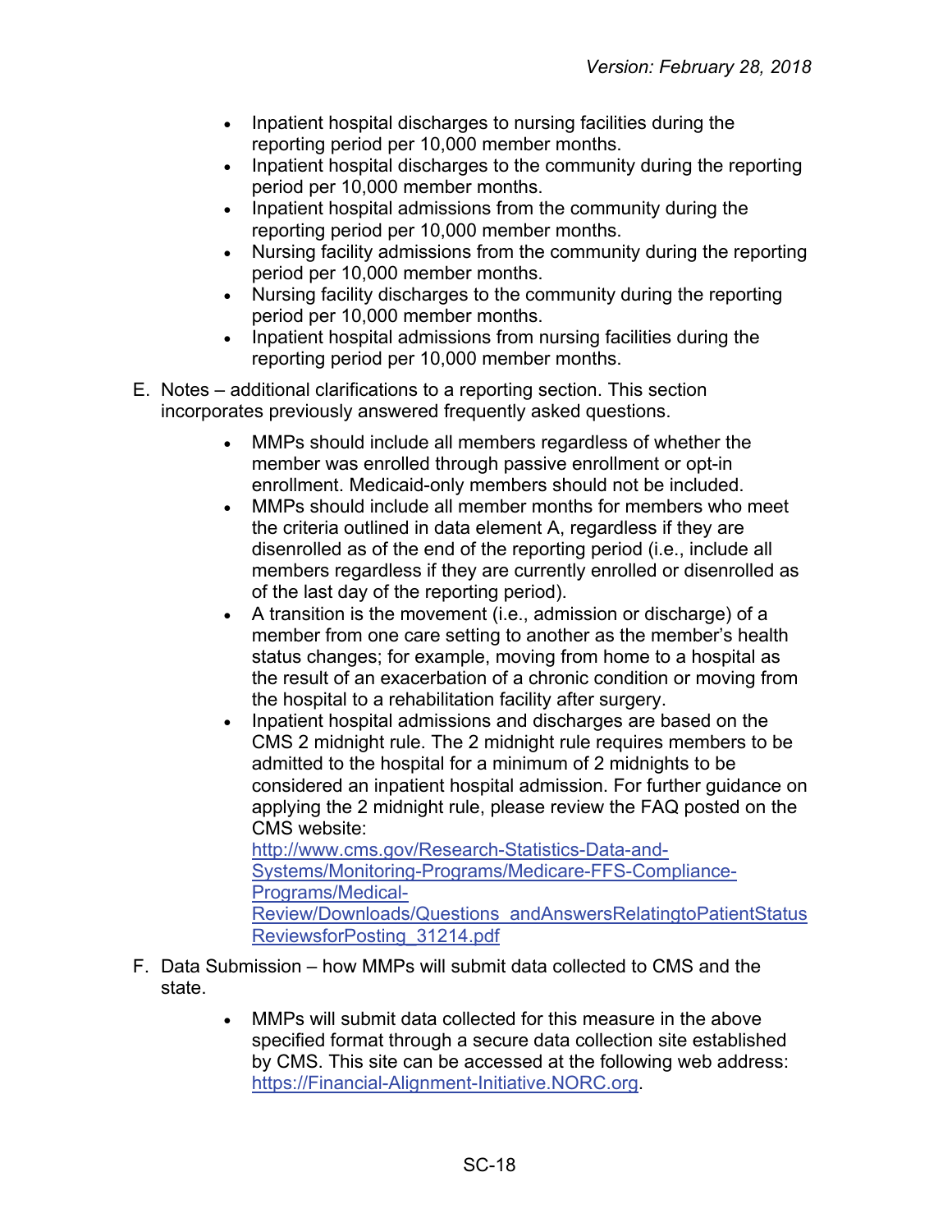- Inpatient hospital discharges to nursing facilities during the reporting period per 10,000 member months.
- Inpatient hospital discharges to the community during the reporting period per 10,000 member months.
- Inpatient hospital admissions from the community during the reporting period per 10,000 member months.
- Nursing facility admissions from the community during the reporting period per 10,000 member months.
- Nursing facility discharges to the community during the reporting period per 10,000 member months.
- Inpatient hospital admissions from nursing facilities during the reporting period per 10,000 member months.

E. Notes – additional clarifications to a reporting section. This section incorporates previously answered frequently asked questions.

- MMPs should include all members regardless of whether the member was enrolled through passive enrollment or opt-in enrollment. Medicaid-only members should not be included.
- MMPs should include all member months for members who meet the criteria outlined in data element A, regardless if they are disenrolled as of the end of the reporting period (i.e., include all members regardless if they are currently enrolled or disenrolled as of the last day of the reporting period).
- A transition is the movement (i.e., admission or discharge) of a member from one care setting to another as the member's health status changes; for example, moving from home to a hospital as the result of an exacerbation of a chronic condition or moving from the hospital to a rehabilitation facility after surgery.
- Inpatient hospital admissions and discharges are based on the CMS 2 midnight rule. The 2 midnight rule requires members to be admitted to the hospital for a minimum of 2 midnights to be considered an inpatient hospital admission. For further guidance on applying the 2 midnight rule, please review the FAQ posted on the CMS website: [http://www.cms.gov/Research-Statistics-Data-and-Systems/Monitoring-Programs/Medicare-FFS-Compliance-Programs/Medical-Review/Downloads/Questions_andAnswersRelatingtoPatientStatusReviewsforPosting_31214.pdf](http://www.cms.gov/Research-Statistics-Data-and-Systems/Monitoring-Programs/Medicare-FFS-Compliance-Programs/Medical-Review/Downloads/Questions_andAnswersRelatingtoPatientStatusReviewsforPosting_31214.pdf)

F. Data Submission – how MMPs will submit data collected to CMS and the state.

- MMPs will submit data collected for this measure in the above specified format through a secure data collection site established by CMS. This site can be accessed at the following web address: [https://Financial-Alignment-Initiative.NORC.org](https://Financial-Alignment-Initiative.NORC.org).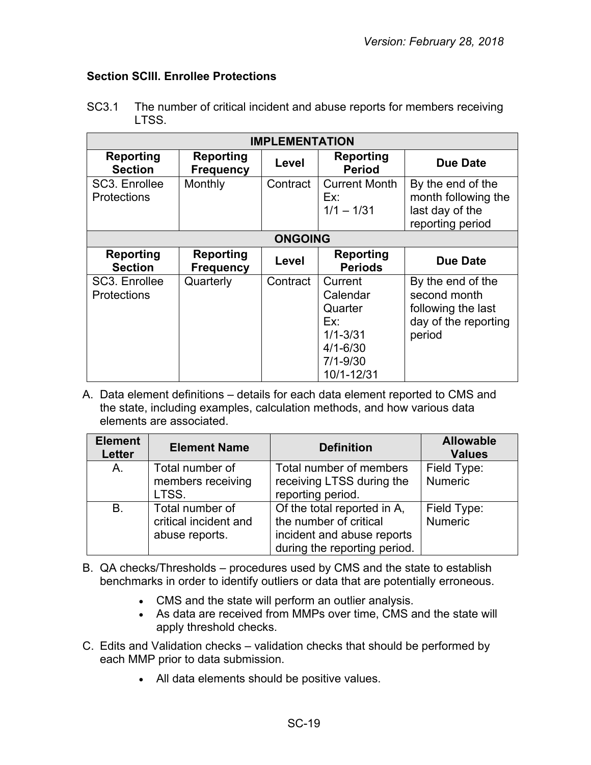### Section SCIII. Enrollee Protections

SC3.1 The number of critical incident and abuse reports for members receiving LTSS.

| IMPLEMENTATION | | | | |
|---|---|---|---|---|
| **Reporting Section** | **Reporting Frequency** | **Level** | **Reporting Period** | **Due Date** |
| SC3. Enrollee Protections | Monthly | Contract | Current Month<br>Ex:<br>1/1 – 1/31 | By the end of the month following the last day of the reporting period |
| **ONGOING** | | | | |
| **Reporting Section** | **Reporting Frequency** | **Level** | **Reporting Periods** | **Due Date** |
| SC3. Enrollee Protections | Quarterly | Contract | Current Calendar Quarter<br>Ex:<br>1/1-3/31<br>4/1-6/30<br>7/1-9/30<br>10/1-12/31 | By the end of the second month following the last day of the reporting period |

A. Data element definitions – details for each data element reported to CMS and the state, including examples, calculation methods, and how various data elements are associated.

| Element Letter | Element Name | Definition | Allowable Values |
|---|---|---|---|
| A. | Total number of members receiving LTSS. | Total number of members receiving LTSS during the reporting period. | Field Type: Numeric |
| B. | Total number of critical incident and abuse reports. | Of the total reported in A, the number of critical incident and abuse reports during the reporting period. | Field Type: Numeric |

B. QA checks/Thresholds – procedures used by CMS and the state to establish benchmarks in order to identify outliers or data that are potentially erroneous.

- CMS and the state will perform an outlier analysis.
- As data are received from MMPs over time, CMS and the state will apply threshold checks.

C. Edits and Validation checks – validation checks that should be performed by each MMP prior to data submission.

- All data elements should be positive values.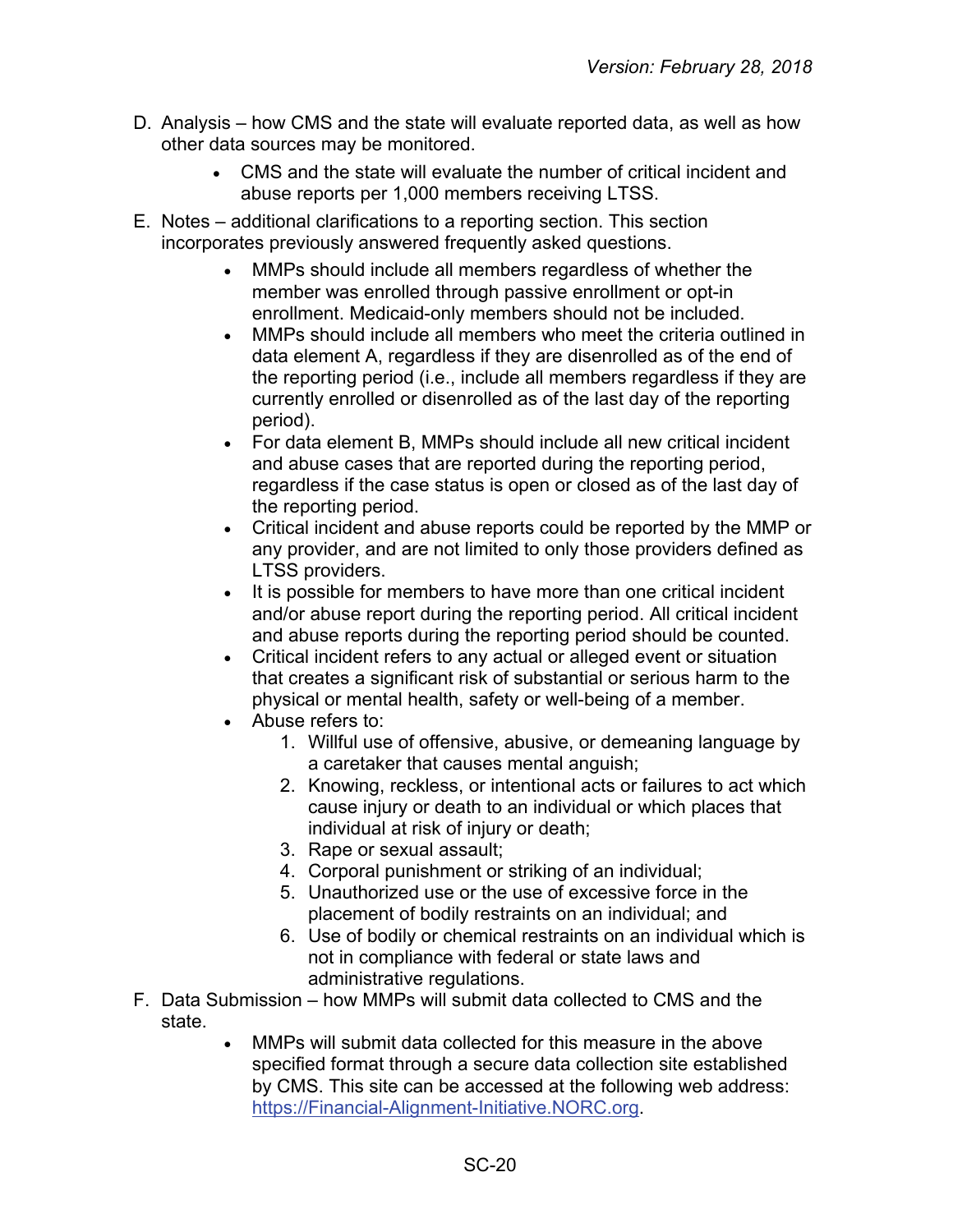D. Analysis – how CMS and the state will evaluate reported data, as well as how other data sources may be monitored.

- CMS and the state will evaluate the number of critical incident and abuse reports per 1,000 members receiving LTSS.

E. Notes – additional clarifications to a reporting section. This section incorporates previously answered frequently asked questions.

- MMPs should include all members regardless of whether the member was enrolled through passive enrollment or opt-in enrollment. Medicaid-only members should not be included.
- MMPs should include all members who meet the criteria outlined in data element A, regardless if they are disenrolled as of the end of the reporting period (i.e., include all members regardless if they are currently enrolled or disenrolled as of the last day of the reporting period).
- For data element B, MMPs should include all new critical incident and abuse cases that are reported during the reporting period, regardless if the case status is open or closed as of the last day of the reporting period.
- Critical incident and abuse reports could be reported by the MMP or any provider, and are not limited to only those providers defined as LTSS providers.
- It is possible for members to have more than one critical incident and/or abuse report during the reporting period. All critical incident and abuse reports during the reporting period should be counted.
- Critical incident refers to any actual or alleged event or situation that creates a significant risk of substantial or serious harm to the physical or mental health, safety or well-being of a member.
- Abuse refers to:
    1. Willful use of offensive, abusive, or demeaning language by a caretaker that causes mental anguish;
    2. Knowing, reckless, or intentional acts or failures to act which cause injury or death to an individual or which places that individual at risk of injury or death;
    3. Rape or sexual assault;
    4. Corporal punishment or striking of an individual;
    5. Unauthorized use or the use of excessive force in the placement of bodily restraints on an individual; and
    6. Use of bodily or chemical restraints on an individual which is not in compliance with federal or state laws and administrative regulations.

F. Data Submission – how MMPs will submit data collected to CMS and the state.

- MMPs will submit data collected for this measure in the above specified format through a secure data collection site established by CMS. This site can be accessed at the following web address: https://Financial-Alignment-Initiative.NORC.org.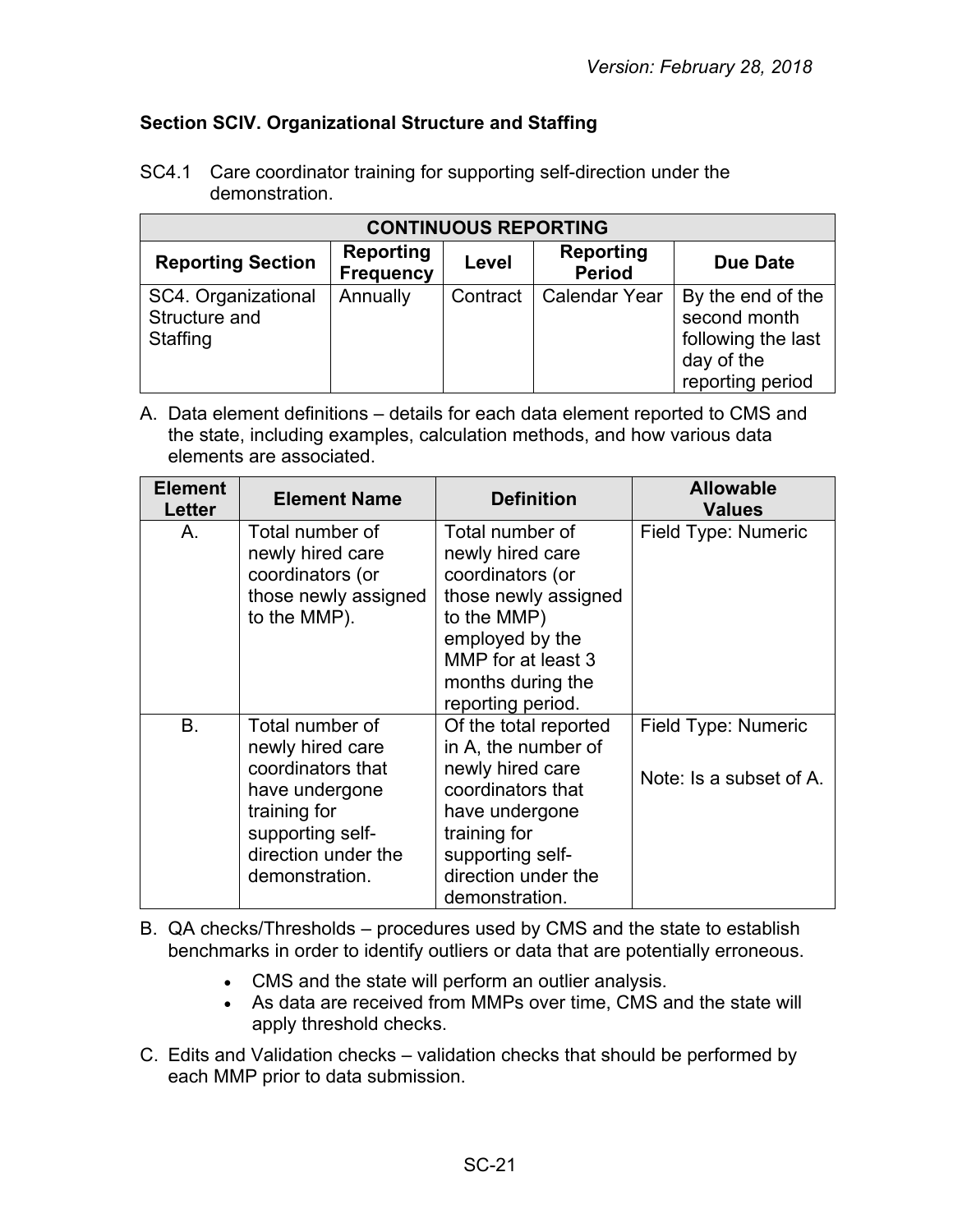### Section SCIV. Organizational Structure and Staffing

SC4.1 Care coordinator training for supporting self-direction under the demonstration.

| CONTINUOUS REPORTING | | | | |
|---|---|---|---|---|
| **Reporting Section** | **Reporting Frequency** | **Level** | **Reporting Period** | **Due Date** |
| SC4. Organizational Structure and Staffing | Annually | Contract | Calendar Year | By the end of the second month following the last day of the reporting period |

A. Data element definitions – details for each data element reported to CMS and the state, including examples, calculation methods, and how various data elements are associated.

| Element Letter | Element Name | Definition | Allowable Values |
|---|---|---|---|
| A. | Total number of newly hired care coordinators (or those newly assigned to the MMP). | Total number of newly hired care coordinators (or those newly assigned to the MMP) employed by the MMP for at least 3 months during the reporting period. | Field Type: Numeric |
| B. | Total number of newly hired care coordinators that have undergone training for supporting self-direction under the demonstration. | Of the total reported in A, the number of newly hired care coordinators that have undergone training for supporting self-direction under the demonstration. | Field Type: Numeric<br><br>Note: Is a subset of A. |

B. QA checks/Thresholds – procedures used by CMS and the state to establish benchmarks in order to identify outliers or data that are potentially erroneous.

- CMS and the state will perform an outlier analysis.
- As data are received from MMPs over time, CMS and the state will apply threshold checks.

C. Edits and Validation checks – validation checks that should be performed by each MMP prior to data submission.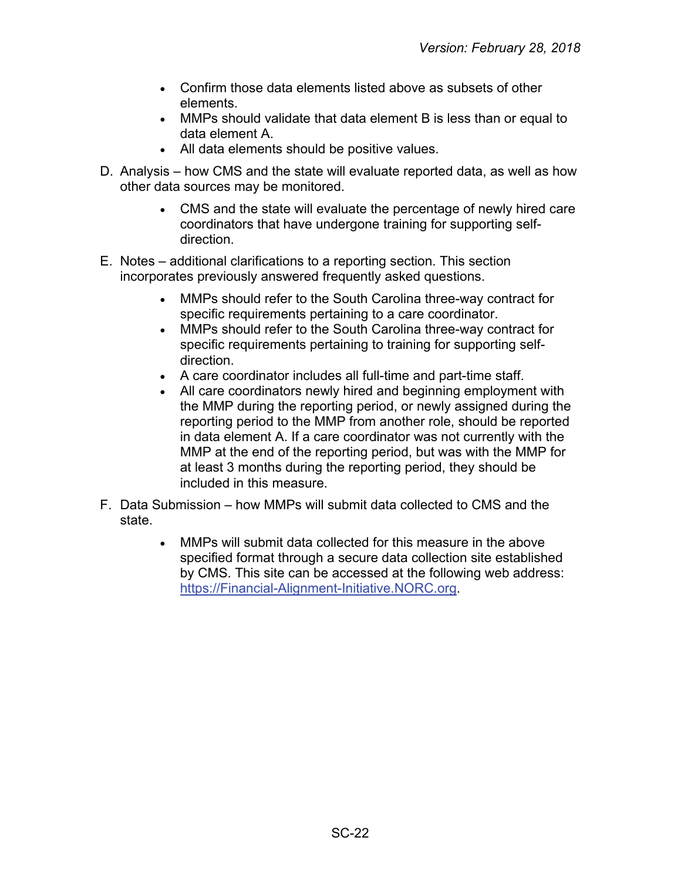- Confirm those data elements listed above as subsets of other elements.
- MMPs should validate that data element B is less than or equal to data element A.
- All data elements should be positive values.

D. Analysis – how CMS and the state will evaluate reported data, as well as how other data sources may be monitored.

- CMS and the state will evaluate the percentage of newly hired care coordinators that have undergone training for supporting self-direction.

E. Notes – additional clarifications to a reporting section. This section incorporates previously answered frequently asked questions.

- MMPs should refer to the South Carolina three-way contract for specific requirements pertaining to a care coordinator.
- MMPs should refer to the South Carolina three-way contract for specific requirements pertaining to training for supporting self-direction.
- A care coordinator includes all full-time and part-time staff.
- All care coordinators newly hired and beginning employment with the MMP during the reporting period, or newly assigned during the reporting period to the MMP from another role, should be reported in data element A. If a care coordinator was not currently with the MMP at the end of the reporting period, but was with the MMP for at least 3 months during the reporting period, they should be included in this measure.

F. Data Submission – how MMPs will submit data collected to CMS and the state.

- MMPs will submit data collected for this measure in the above specified format through a secure data collection site established by CMS. This site can be accessed at the following web address: https://Financial-Alignment-Initiative.NORC.org.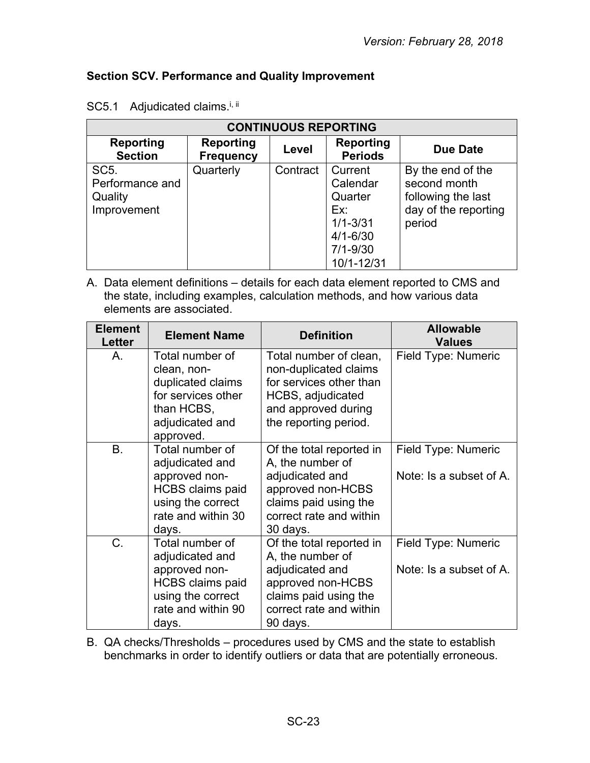## Section SCV. Performance and Quality Improvement

SC5.1 Adjudicated claims.[i, ii]

| CONTINUOUS REPORTING | | | | |
|---|---|---|---|---|
| **Reporting Section** | **Reporting Frequency** | **Level** | **Reporting Periods** | **Due Date** |
| SC5. Performance and Quality Improvement | Quarterly | Contract | Current Calendar Quarter Ex: 1/1-3/31 4/1-6/30 7/1-9/30 10/1-12/31 | By the end of the second month following the last day of the reporting period |

A. Data element definitions – details for each data element reported to CMS and the state, including examples, calculation methods, and how various data elements are associated.

| Element Letter | Element Name | Definition | Allowable Values |
|---|---|---|---|
| A. | Total number of clean, non-duplicated claims for services other than HCBS, adjudicated and approved. | Total number of clean, non-duplicated claims for services other than HCBS, adjudicated and approved during the reporting period. | Field Type: Numeric |
| B. | Total number of adjudicated and approved non-HCBS claims paid using the correct rate and within 30 days. | Of the total reported in A, the number of adjudicated and approved non-HCBS claims paid using the correct rate and within 30 days. | Field Type: Numeric<br><br>Note: Is a subset of A. |
| C. | Total number of adjudicated and approved non-HCBS claims paid using the correct rate and within 90 days. | Of the total reported in A, the number of adjudicated and approved non-HCBS claims paid using the correct rate and within 90 days. | Field Type: Numeric<br><br>Note: Is a subset of A. |

B. QA checks/Thresholds – procedures used by CMS and the state to establish benchmarks in order to identify outliers or data that are potentially erroneous.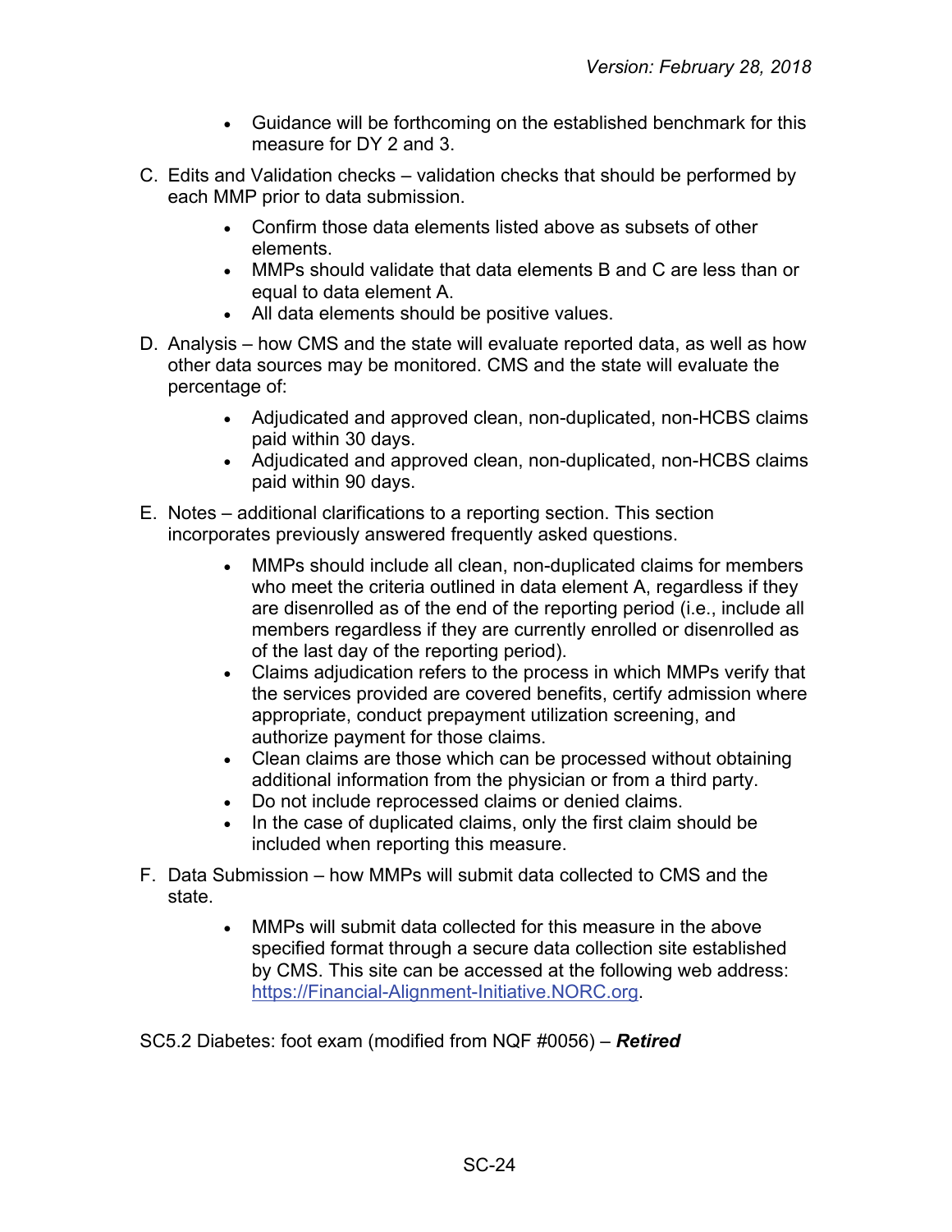- Guidance will be forthcoming on the established benchmark for this measure for DY 2 and 3.

C. Edits and Validation checks – validation checks that should be performed by each MMP prior to data submission.

- Confirm those data elements listed above as subsets of other elements.
- MMPs should validate that data elements B and C are less than or equal to data element A.
- All data elements should be positive values.

D. Analysis – how CMS and the state will evaluate reported data, as well as how other data sources may be monitored. CMS and the state will evaluate the percentage of:

- Adjudicated and approved clean, non-duplicated, non-HCBS claims paid within 30 days.
- Adjudicated and approved clean, non-duplicated, non-HCBS claims paid within 90 days.

E. Notes – additional clarifications to a reporting section. This section incorporates previously answered frequently asked questions.

- MMPs should include all clean, non-duplicated claims for members who meet the criteria outlined in data element A, regardless if they are disenrolled as of the end of the reporting period (i.e., include all members regardless if they are currently enrolled or disenrolled as of the last day of the reporting period).
- Claims adjudication refers to the process in which MMPs verify that the services provided are covered benefits, certify admission where appropriate, conduct prepayment utilization screening, and authorize payment for those claims.
- Clean claims are those which can be processed without obtaining additional information from the physician or from a third party.
- Do not include reprocessed claims or denied claims.
- In the case of duplicated claims, only the first claim should be included when reporting this measure.

F. Data Submission – how MMPs will submit data collected to CMS and the state.

- MMPs will submit data collected for this measure in the above specified format through a secure data collection site established by CMS. This site can be accessed at the following web address: https://Financial-Alignment-Initiative.NORC.org.

SC5.2 Diabetes: foot exam (modified from NQF #0056) – ***Retired***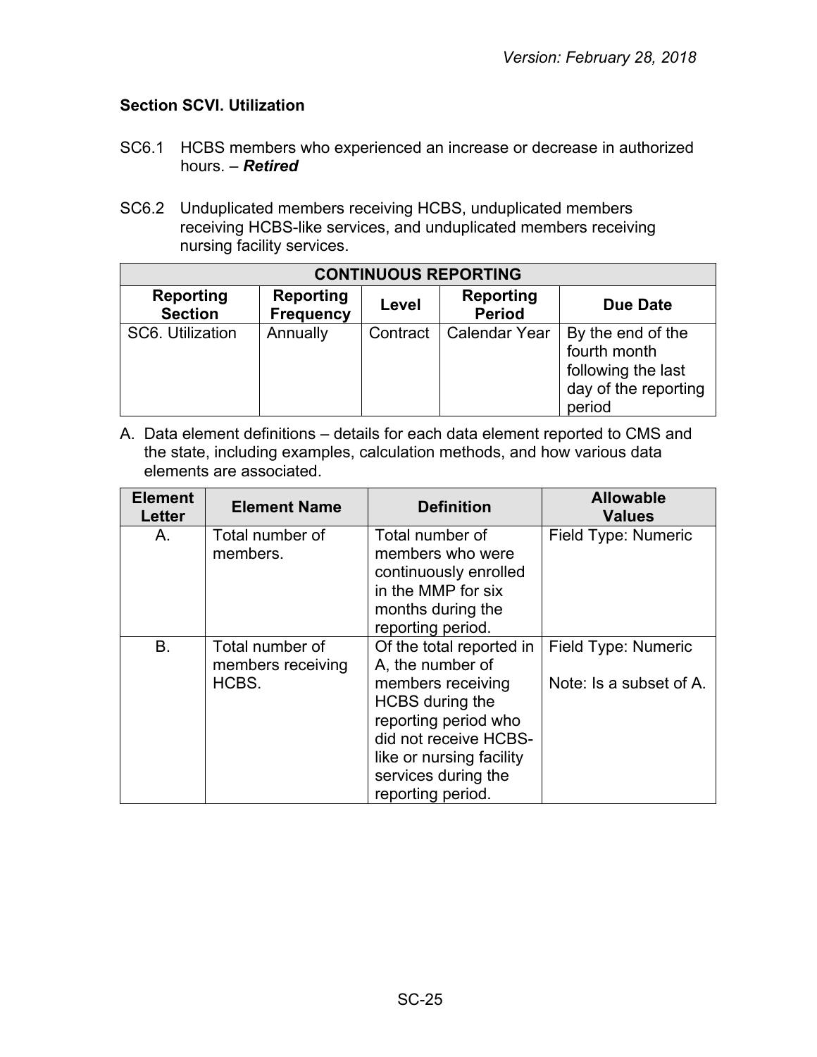### Section SCVI. Utilization

SC6.1 HCBS members who experienced an increase or decrease in authorized hours. – ***Retired***

SC6.2 Unduplicated members receiving HCBS, unduplicated members receiving HCBS-like services, and unduplicated members receiving nursing facility services.

| CONTINUOUS REPORTING | | | | |
|---|---|---|---|---|
| **Reporting Section** | **Reporting Frequency** | **Level** | **Reporting Period** | **Due Date** |
| SC6. Utilization | Annually | Contract | Calendar Year | By the end of the fourth month following the last day of the reporting period |

A. Data element definitions – details for each data element reported to CMS and the state, including examples, calculation methods, and how various data elements are associated.

| Element Letter | Element Name | Definition | Allowable Values |
|---|---|---|---|
| A. | Total number of members. | Total number of members who were continuously enrolled in the MMP for six months during the reporting period. | Field Type: Numeric |
| B. | Total number of members receiving HCBS. | Of the total reported in A, the number of members receiving HCBS during the reporting period who did not receive HCBS-like or nursing facility services during the reporting period. | Field Type: Numeric<br><br>Note: Is a subset of A. |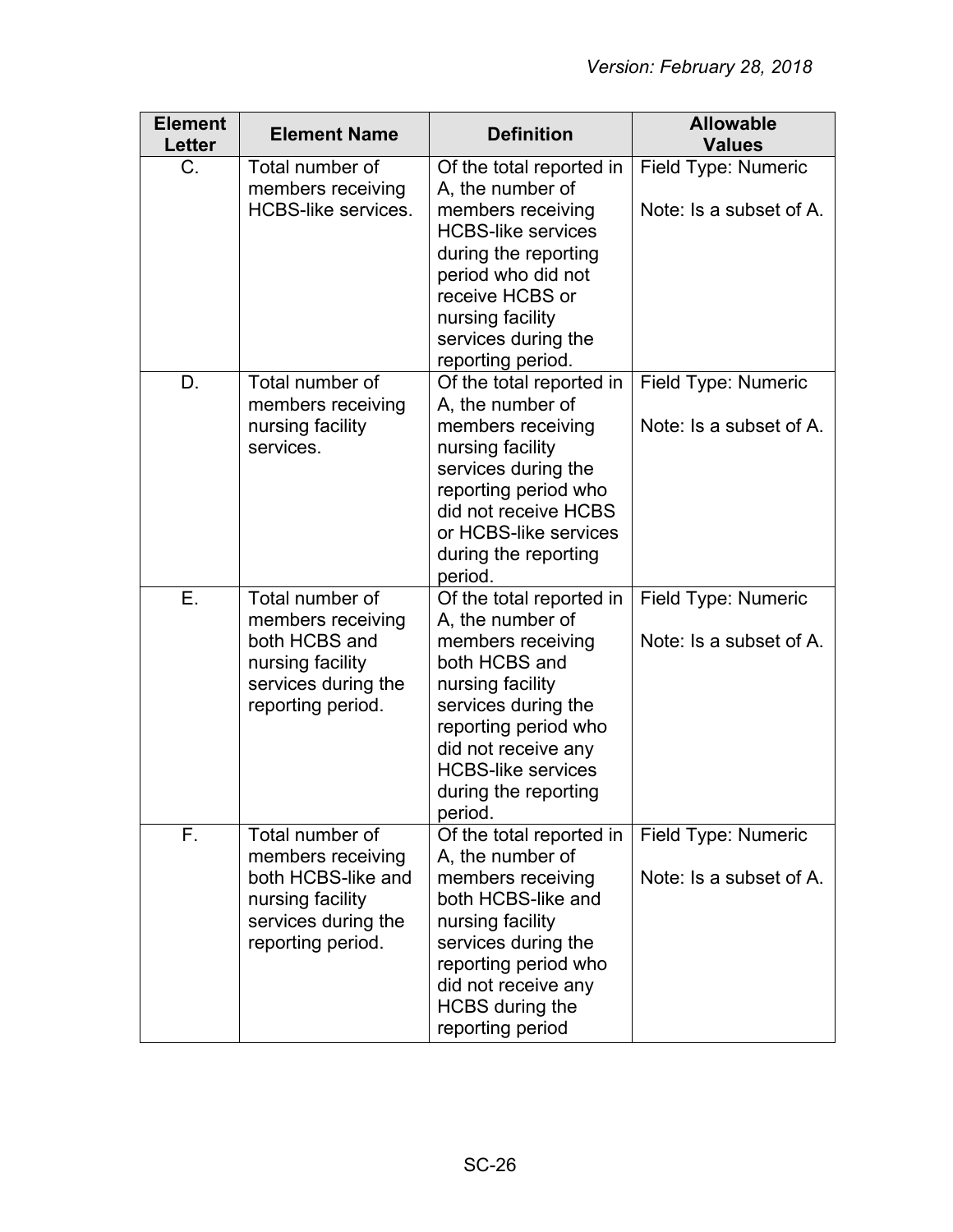| Element Letter | Element Name | Definition | Allowable Values |
|---|---|---|---|
| C. | Total number of members receiving HCBS-like services. | Of the total reported in A, the number of members receiving HCBS-like services during the reporting period who did not receive HCBS or nursing facility services during the reporting period. | Field Type: Numeric<br><br>Note: Is a subset of A. |
| D. | Total number of members receiving nursing facility services. | Of the total reported in A, the number of members receiving nursing facility services during the reporting period who did not receive HCBS or HCBS-like services during the reporting period. | Field Type: Numeric<br><br>Note: Is a subset of A. |
| E. | Total number of members receiving both HCBS and nursing facility services during the reporting period. | Of the total reported in A, the number of members receiving both HCBS and nursing facility services during the reporting period who did not receive any HCBS-like services during the reporting period. | Field Type: Numeric<br><br>Note: Is a subset of A. |
| F. | Total number of members receiving both HCBS-like and nursing facility services during the reporting period. | Of the total reported in A, the number of members receiving both HCBS-like and nursing facility services during the reporting period who did not receive any HCBS during the reporting period | Field Type: Numeric<br><br>Note: Is a subset of A. |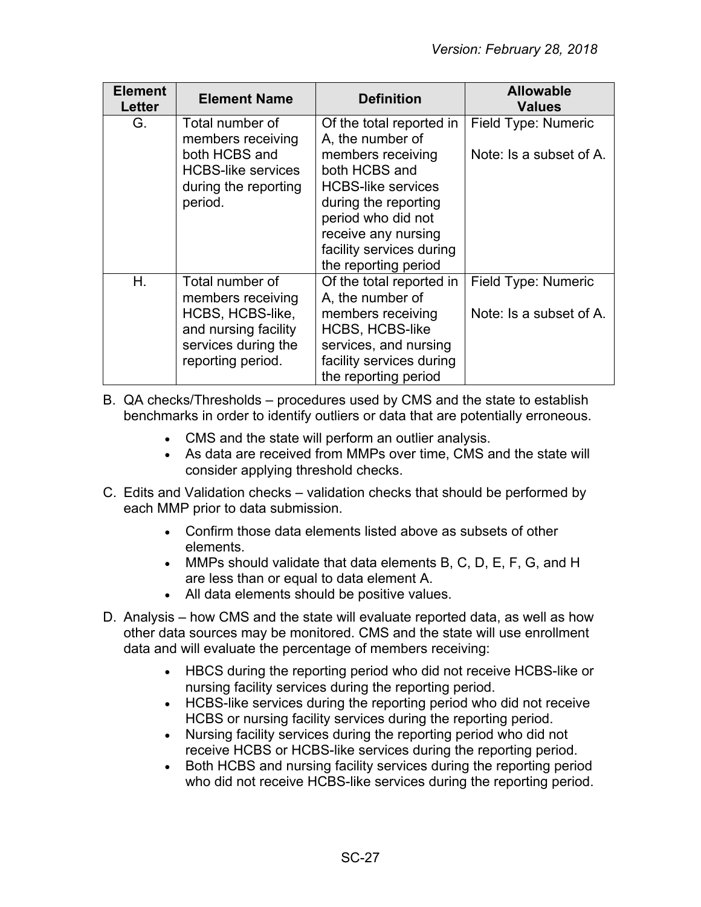| Element Letter | Element Name | Definition | Allowable Values |
| --- | --- | --- | --- |
| G. | Total number of members receiving both HCBS and HCBS-like services during the reporting period. | Of the total reported in A, the number of members receiving both HCBS and HCBS-like services during the reporting period who did not receive any nursing facility services during the reporting period | Field Type: Numeric<br><br>Note: Is a subset of A. |
| H. | Total number of members receiving HCBS, HCBS-like, and nursing facility services during the reporting period. | Of the total reported in A, the number of members receiving HCBS, HCBS-like services, and nursing facility services during the reporting period | Field Type: Numeric<br><br>Note: Is a subset of A. |

B. QA checks/Thresholds – procedures used by CMS and the state to establish benchmarks in order to identify outliers or data that are potentially erroneous.

- CMS and the state will perform an outlier analysis.
- As data are received from MMPs over time, CMS and the state will consider applying threshold checks.

C. Edits and Validation checks – validation checks that should be performed by each MMP prior to data submission.

- Confirm those data elements listed above as subsets of other elements.
- MMPs should validate that data elements B, C, D, E, F, G, and H are less than or equal to data element A.
- All data elements should be positive values.

D. Analysis – how CMS and the state will evaluate reported data, as well as how other data sources may be monitored. CMS and the state will use enrollment data and will evaluate the percentage of members receiving:

- HBCS during the reporting period who did not receive HCBS-like or nursing facility services during the reporting period.
- HCBS-like services during the reporting period who did not receive HCBS or nursing facility services during the reporting period.
- Nursing facility services during the reporting period who did not receive HCBS or HCBS-like services during the reporting period.
- Both HCBS and nursing facility services during the reporting period who did not receive HCBS-like services during the reporting period.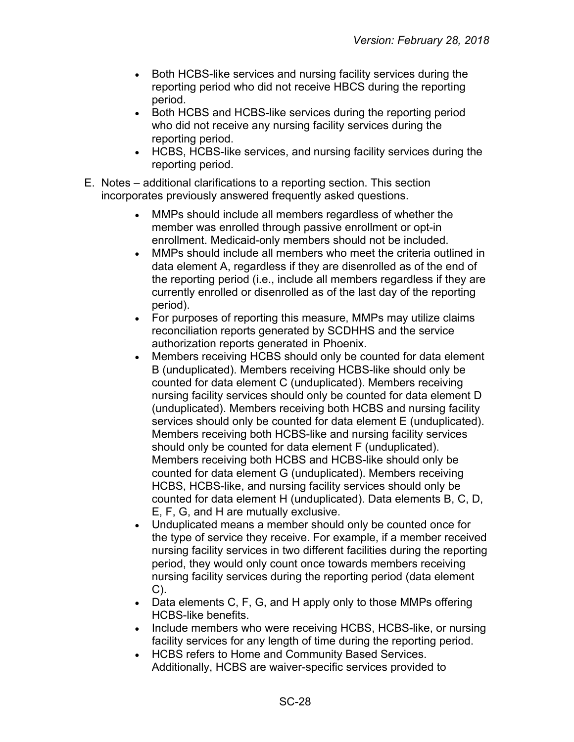- Both HCBS-like services and nursing facility services during the reporting period who did not receive HBCS during the reporting period.
- Both HCBS and HCBS-like services during the reporting period who did not receive any nursing facility services during the reporting period.
- HCBS, HCBS-like services, and nursing facility services during the reporting period.

E. Notes – additional clarifications to a reporting section. This section incorporates previously answered frequently asked questions.

- MMPs should include all members regardless of whether the member was enrolled through passive enrollment or opt-in enrollment. Medicaid-only members should not be included.
- MMPs should include all members who meet the criteria outlined in data element A, regardless if they are disenrolled as of the end of the reporting period (i.e., include all members regardless if they are currently enrolled or disenrolled as of the last day of the reporting period).
- For purposes of reporting this measure, MMPs may utilize claims reconciliation reports generated by SCDHHS and the service authorization reports generated in Phoenix.
- Members receiving HCBS should only be counted for data element B (unduplicated). Members receiving HCBS-like should only be counted for data element C (unduplicated). Members receiving nursing facility services should only be counted for data element D (unduplicated). Members receiving both HCBS and nursing facility services should only be counted for data element E (unduplicated). Members receiving both HCBS-like and nursing facility services should only be counted for data element F (unduplicated). Members receiving both HCBS and HCBS-like should only be counted for data element G (unduplicated). Members receiving HCBS, HCBS-like, and nursing facility services should only be counted for data element H (unduplicated). Data elements B, C, D, E, F, G, and H are mutually exclusive.
- Unduplicated means a member should only be counted once for the type of service they receive. For example, if a member received nursing facility services in two different facilities during the reporting period, they would only count once towards members receiving nursing facility services during the reporting period (data element C).
- Data elements C, F, G, and H apply only to those MMPs offering HCBS-like benefits.
- Include members who were receiving HCBS, HCBS-like, or nursing facility services for any length of time during the reporting period.
- HCBS refers to Home and Community Based Services. Additionally, HCBS are waiver-specific services provided to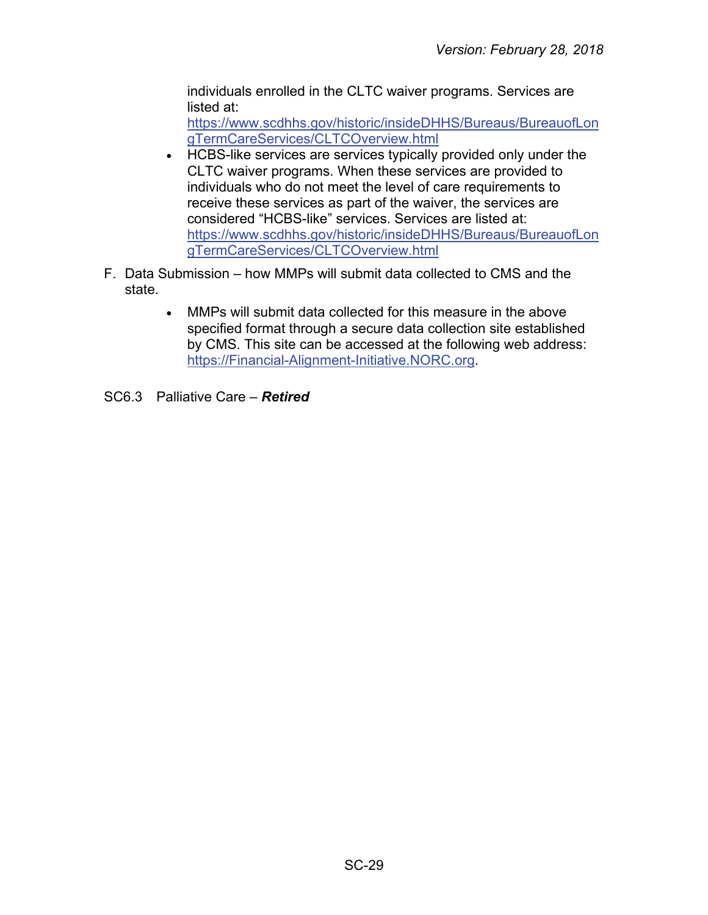individuals enrolled in the CLTC waiver programs. Services are listed at: https://www.scdhhs.gov/historic/insideDHHS/Bureaus/BureauofLongTermCareServices/CLTCOverview.html

- HCBS-like services are services typically provided only under the CLTC waiver programs. When these services are provided to individuals who do not meet the level of care requirements to receive these services as part of the waiver, the services are considered "HCBS-like" services. Services are listed at: https://www.scdhhs.gov/historic/insideDHHS/Bureaus/BureauofLongTermCareServices/CLTCOverview.html

F. Data Submission – how MMPs will submit data collected to CMS and the state.

- MMPs will submit data collected for this measure in the above specified format through a secure data collection site established by CMS. This site can be accessed at the following web address: https://Financial-Alignment-Initiative.NORC.org.

SC6.3 Palliative Care – ***Retired***